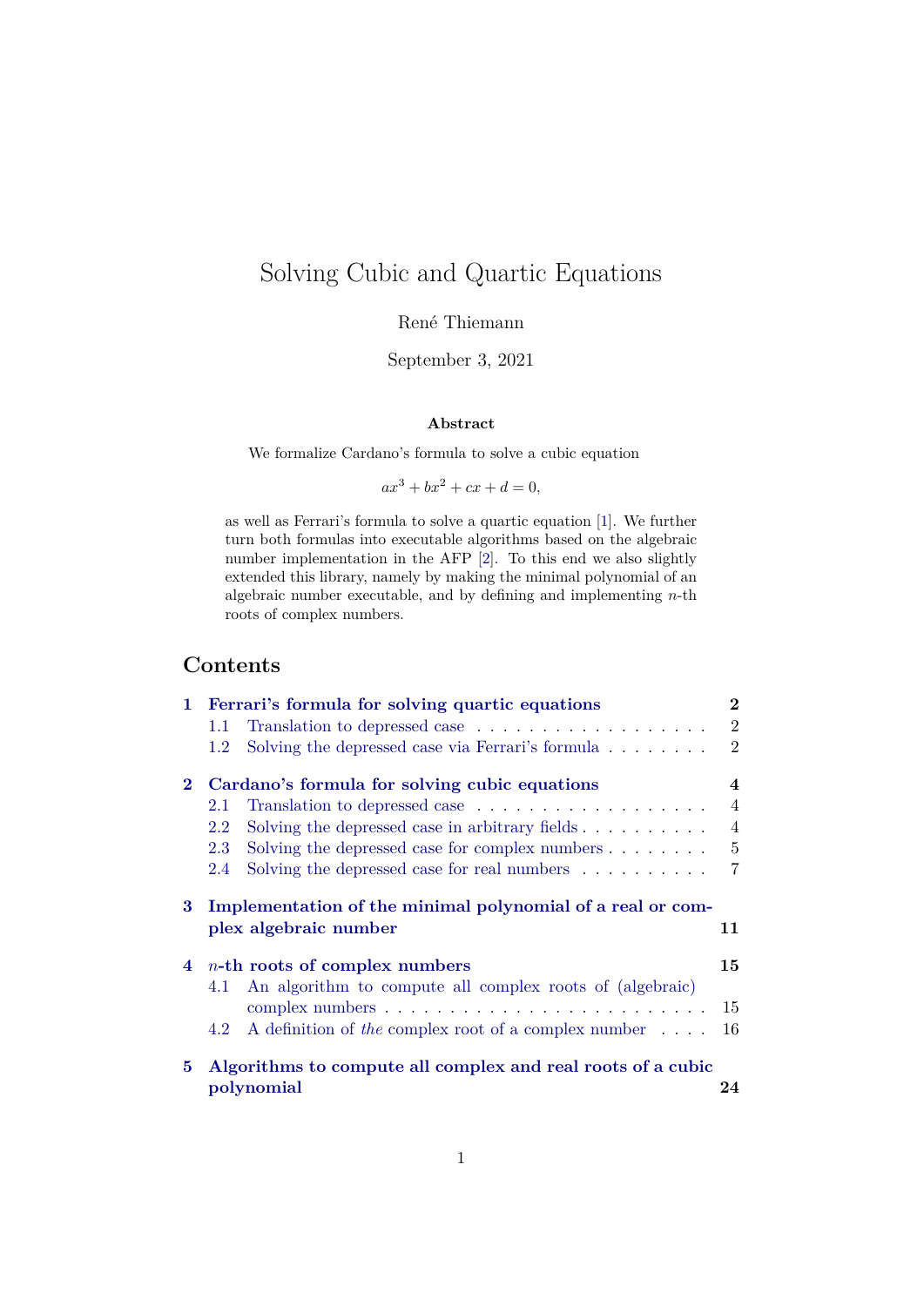# Solving Cubic and Quartic Equations

René Thiemann

September 3, 2021

**Abstract**

We formalize Cardano's formula to solve a cubic equation

$$ax^3 + bx^2 + cx + d = 0,$$

as well as Ferrari's formula to solve a quartic equation [1]. We further turn both formulas into executable algorithms based on the algebraic number implementation in the AFP [2]. To this end we also slightly extended this library, namely by making the minimal polynomial of an algebraic number executable, and by defining and implementing $n$-th roots of complex numbers.

## Contents

**1 Ferrari's formula for solving quartic equations** — 2
- 1.1 Translation to depressed case — 2
- 1.2 Solving the depressed case via Ferrari's formula — 2

**2 Cardano's formula for solving cubic equations** — 4
- 2.1 Translation to depressed case — 4
- 2.2 Solving the depressed case in arbitrary fields — 4
- 2.3 Solving the depressed case for complex numbers — 5
- 2.4 Solving the depressed case for real numbers — 7

**3 Implementation of the minimal polynomial of a real or complex algebraic number** — 11

**4 $n$-th roots of complex numbers** — 15
- 4.1 An algorithm to compute all complex roots of (algebraic) complex numbers — 15
- 4.2 A definition of *the* complex root of a complex number — 16

**5 Algorithms to compute all complex and real roots of a cubic polynomial** — 24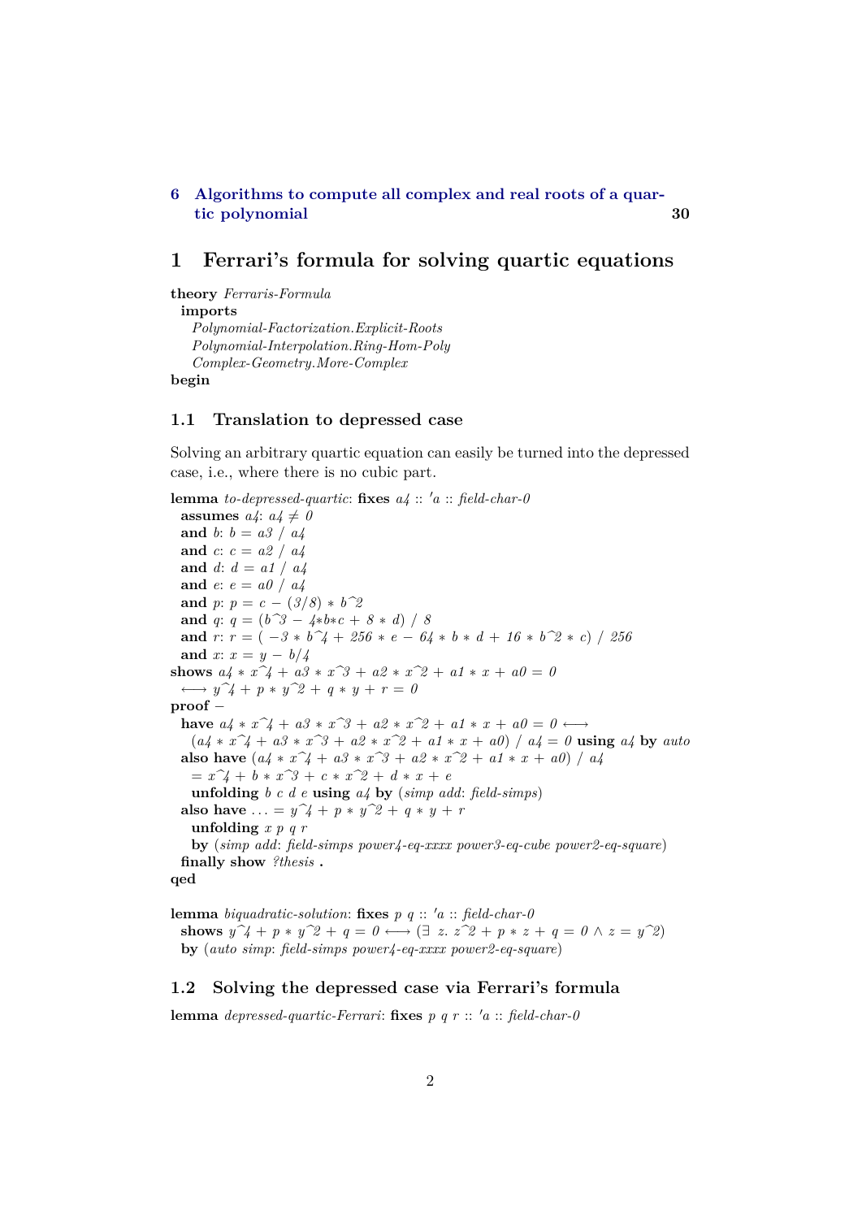6 Algorithms to compute all complex and real roots of a quartic polynomial 30

# 1 Ferrari's formula for solving quartic equations

```
theory Ferraris-Formula
  imports
    Polynomial-Factorization.Explicit-Roots
    Polynomial-Interpolation.Ring-Hom-Poly
    Complex-Geometry.More-Complex
begin
```

## 1.1 Translation to depressed case

Solving an arbitrary quartic equation can easily be turned into the depressed case, i.e., where there is no cubic part.

```
lemma to-depressed-quartic: fixes a4 :: 'a :: field-char-0
  assumes a4: a4 ≠ 0
  and b: b = a3 / a4
  and c: c = a2 / a4
  and d: d = a1 / a4
  and e: e = a0 / a4
  and p: p = c − (3/8) ∗ b^2
  and q: q = (b^3 − 4∗b∗c + 8 ∗ d) / 8
  and r: r = ( −3 ∗ b^4 + 256 ∗ e − 64 ∗ b ∗ d + 16 ∗ b^2 ∗ c) / 256
  and x: x = y − b/4
shows a4 ∗ x^4 + a3 ∗ x^3 + a2 ∗ x^2 + a1 ∗ x + a0 = 0
  ⟷ y^4 + p ∗ y^2 + q ∗ y + r = 0
proof −
  have a4 ∗ x^4 + a3 ∗ x^3 + a2 ∗ x^2 + a1 ∗ x + a0 = 0 ⟷
    (a4 ∗ x^4 + a3 ∗ x^3 + a2 ∗ x^2 + a1 ∗ x + a0) / a4 = 0 using a4 by auto
  also have (a4 ∗ x^4 + a3 ∗ x^3 + a2 ∗ x^2 + a1 ∗ x + a0) / a4
    = x^4 + b ∗ x^3 + c ∗ x^2 + d ∗ x + e
    unfolding b c d e using a4 by (simp add: field-simps)
  also have ... = y^4 + p ∗ y^2 + q ∗ y + r
    unfolding x p q r
    by (simp add: field-simps power4-eq-xxxx power3-eq-cube power2-eq-square)
  finally show ?thesis .
qed

lemma biquadratic-solution: fixes p q :: 'a :: field-char-0
  shows y^4 + p ∗ y^2 + q = 0 ⟷ (∃ z. z^2 + p ∗ z + q = 0 ∧ z = y^2)
  by (auto simp: field-simps power4-eq-xxxx power2-eq-square)
```

## 1.2 Solving the depressed case via Ferrari's formula

```
lemma depressed-quartic-Ferrari: fixes p q r :: 'a :: field-char-0
```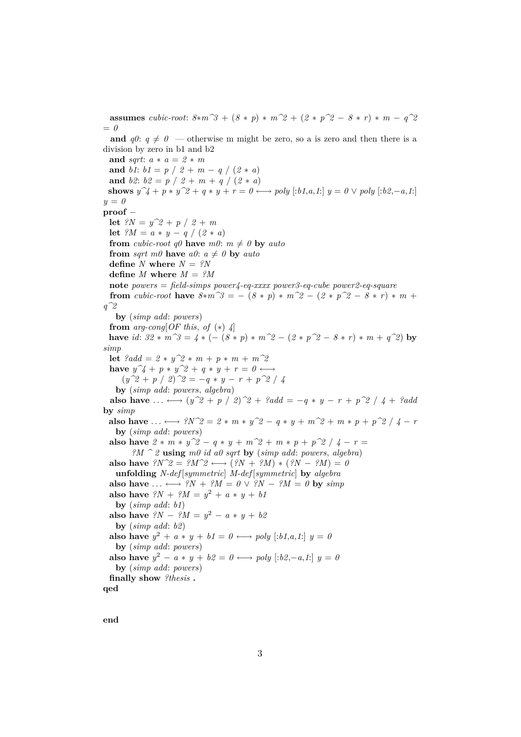```
  assumes cubic-root: 8*m^3 + (8 * p) * m^2 + (2 * p^2 - 8 * r) * m - q^2
= 0
  and q0: q ≠ 0 — otherwise m might be zero, so a is zero and then there is a
division by zero in b1 and b2
  and sqrt: a * a = 2 * m
  and b1: b1 = p / 2 + m - q / (2 * a)
  and b2: b2 = p / 2 + m + q / (2 * a)
  shows y^4 + p * y^2 + q * y + r = 0 ⟷ poly [:b1,a,1:] y = 0 ∨ poly [:b2,-a,1:]
y = 0
proof -
  let ?N = y^2 + p / 2 + m
  let ?M = a * y - q / (2 * a)
  from cubic-root q0 have m0: m ≠ 0 by auto
  from sqrt m0 have a0: a ≠ 0 by auto
  define N where N = ?N
  define M where M = ?M
  note powers = field-simps power4-eq-xxxx power3-eq-cube power2-eq-square
  from cubic-root have 8*m^3 = - (8 * p) * m^2 - (2 * p^2 - 8 * r) * m +
q^2
    by (simp add: powers)
  from arg-cong[OF this, of (*) 4]
  have id: 32 * m^3 = 4 * (- (8 * p) * m^2 - (2 * p^2 - 8 * r) * m + q^2) by
simp
  let ?add = 2 * y^2 * m + p * m + m^2
  have y^4 + p * y^2 + q * y + r = 0 ⟷
      (y^2 + p / 2)^2 = -q * y - r + p^2 / 4
    by (simp add: powers, algebra)
  also have ... ⟷ (y^2 + p / 2)^2 + ?add = -q * y - r + p^2 / 4 + ?add
by simp
  also have ... ⟷ ?N^2 = 2 * m * y^2 - q * y + m^2 + m * p + p^2 / 4 - r
    by (simp add: powers)
  also have 2 * m * y^2 - q * y + m^2 + m * p + p^2 / 4 - r =
        ?M ^ 2 using m0 id a0 sqrt by (simp add: powers, algebra)
  also have ?N^2 = ?M^2 ⟷ (?N + ?M) * (?N - ?M) = 0
    unfolding N-def[symmetric] M-def[symmetric] by algebra
  also have ... ⟷ ?N + ?M = 0 ∨ ?N - ?M = 0 by simp
  also have ?N + ?M = y² + a * y + b1
    by (simp add: b1)
  also have ?N - ?M = y² - a * y + b2
    by (simp add: b2)
  also have y² + a * y + b1 = 0 ⟷ poly [:b1,a,1:] y = 0
    by (simp add: powers)
  also have y² - a * y + b2 = 0 ⟷ poly [:b2,-a,1:] y = 0
    by (simp add: powers)
  finally show ?thesis .
qed


end
```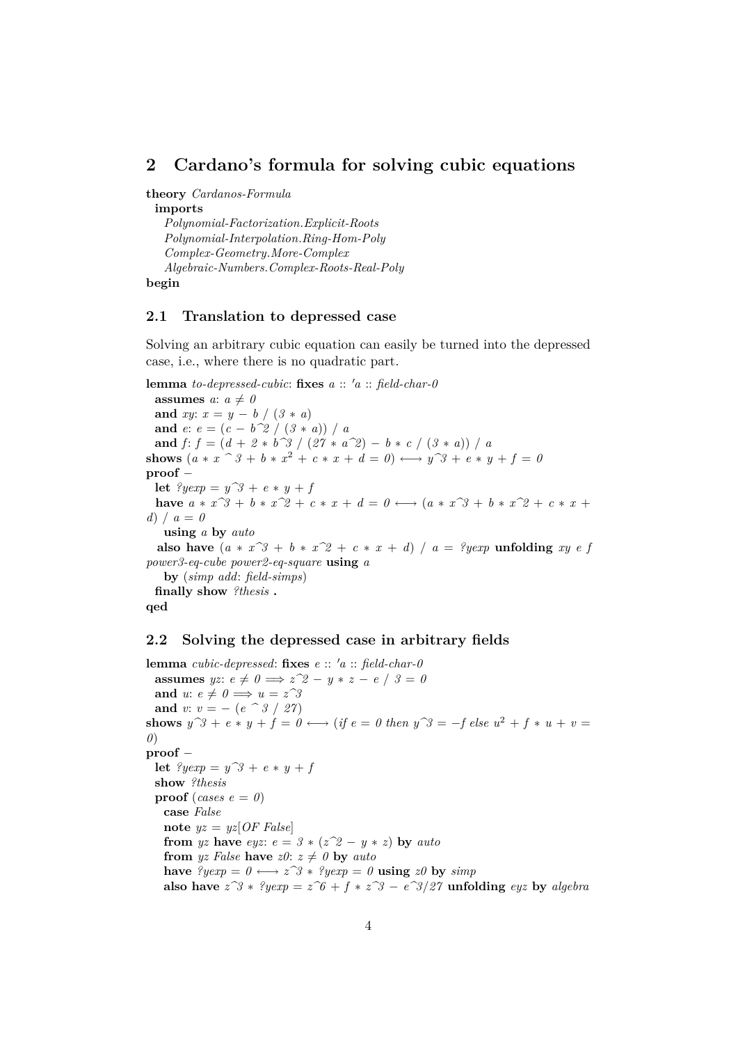## 2 Cardano's formula for solving cubic equations

```
theory Cardanos-Formula
  imports
    Polynomial-Factorization.Explicit-Roots
    Polynomial-Interpolation.Ring-Hom-Poly
    Complex-Geometry.More-Complex
    Algebraic-Numbers.Complex-Roots-Real-Poly
begin
```

### 2.1 Translation to depressed case

Solving an arbitrary cubic equation can easily be turned into the depressed case, i.e., where there is no quadratic part.

```
lemma to-depressed-cubic: fixes a :: 'a :: field-char-0
  assumes a: a ≠ 0
  and xy: x = y − b / (3 ∗ a)
  and e: e = (c − b^2 / (3 ∗ a)) / a
  and f: f = (d + 2 ∗ b^3 / (27 ∗ a^2) − b ∗ c / (3 ∗ a)) / a
shows (a ∗ x ^ 3 + b ∗ x² + c ∗ x + d = 0) ⟷ y^3 + e ∗ y + f = 0
proof −
  let ?yexp = y^3 + e ∗ y + f
  have a ∗ x^3 + b ∗ x^2 + c ∗ x + d = 0 ⟷ (a ∗ x^3 + b ∗ x^2 + c ∗ x +
d) / a = 0
    using a by auto
  also have (a ∗ x^3 + b ∗ x^2 + c ∗ x + d) / a = ?yexp unfolding xy e f
power3-eq-cube power2-eq-square using a
    by (simp add: field-simps)
  finally show ?thesis .
qed
```

### 2.2 Solving the depressed case in arbitrary fields

```
lemma cubic-depressed: fixes e :: 'a :: field-char-0
  assumes yz: e ≠ 0 ⟹ z^2 − y ∗ z − e / 3 = 0
  and u: e ≠ 0 ⟹ u = z^3
  and v: v = − (e ^ 3 / 27)
shows y^3 + e ∗ y + f = 0 ⟷ (if e = 0 then y^3 = −f else u² + f ∗ u + v =
0)
proof −
  let ?yexp = y^3 + e ∗ y + f
  show ?thesis
  proof (cases e = 0)
    case False
    note yz = yz[OF False]
    from yz have eyz: e = 3 ∗ (z^2 − y ∗ z) by auto
    from yz False have z0: z ≠ 0 by auto
    have ?yexp = 0 ⟷ z^3 ∗ ?yexp = 0 using z0 by simp
    also have z^3 ∗ ?yexp = z^6 + f ∗ z^3 − e^3/27 unfolding eyz by algebra
```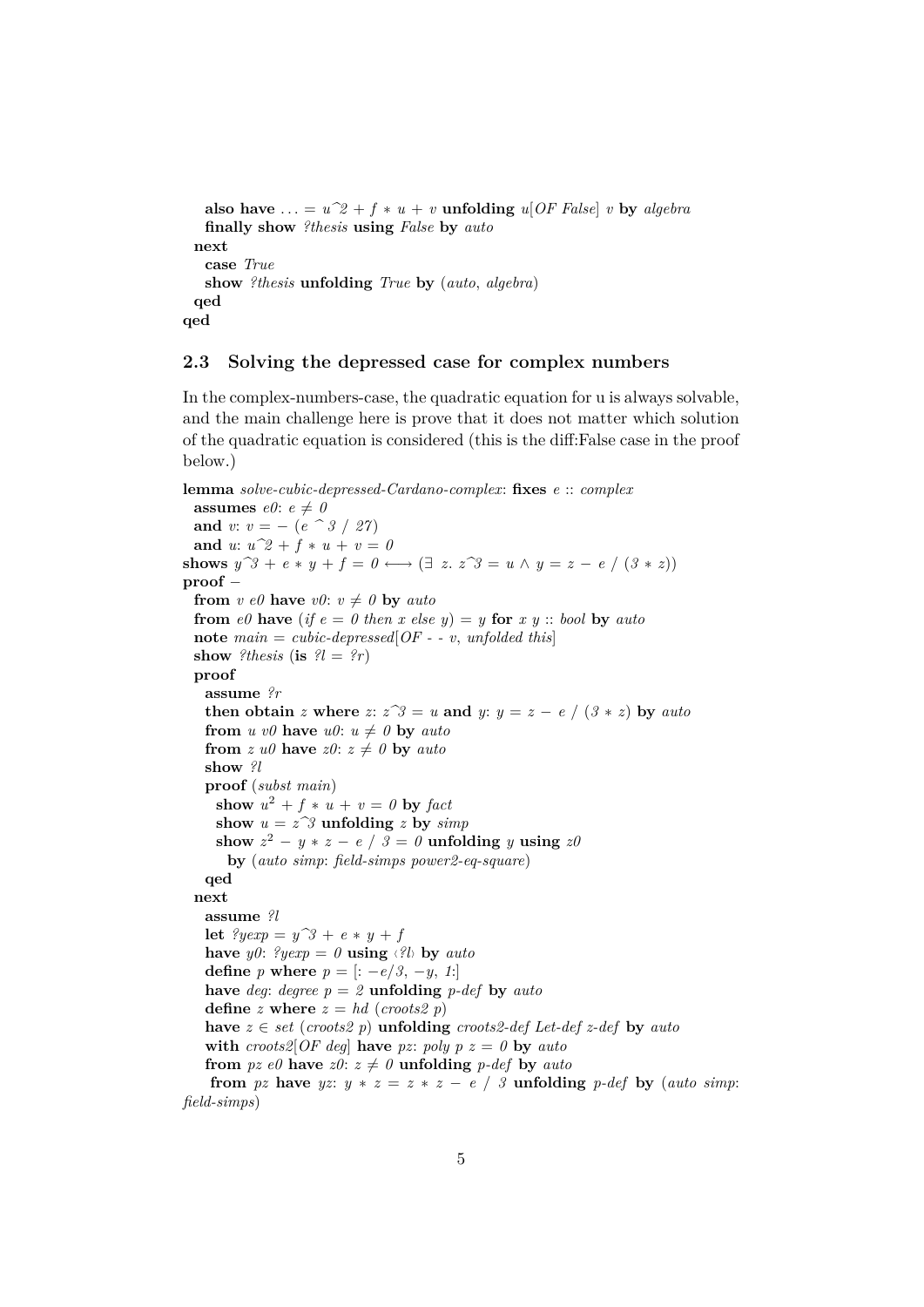```
    also have ... = u^2 + f * u + v unfolding u[OF False] v by algebra
    finally show ?thesis using False by auto
  next
    case True
    show ?thesis unfolding True by (auto, algebra)
  qed
qed
```

### 2.3 Solving the depressed case for complex numbers

In the complex-numbers-case, the quadratic equation for u is always solvable, and the main challenge here is prove that it does not matter which solution of the quadratic equation is considered (this is the diff:False case in the proof below.)

```
lemma solve-cubic-depressed-Cardano-complex: fixes e :: complex
  assumes e0: e ≠ 0
  and v: v = - (e ^ 3 / 27)
  and u: u^2 + f * u + v = 0
shows y^3 + e * y + f = 0 ⟷ (∃ z. z^3 = u ∧ y = z - e / (3 * z))
proof -
  from v e0 have v0: v ≠ 0 by auto
  from e0 have (if e = 0 then x else y) = y for x y :: bool by auto
  note main = cubic-depressed[OF - - v, unfolded this]
  show ?thesis (is ?l = ?r)
  proof
    assume ?r
    then obtain z where z: z^3 = u and y: y = z - e / (3 * z) by auto
    from u v0 have u0: u ≠ 0 by auto
    from z u0 have z0: z ≠ 0 by auto
    show ?l
    proof (subst main)
      show u² + f * u + v = 0 by fact
      show u = z^3 unfolding z by simp
      show z² - y * z - e / 3 = 0 unfolding y using z0
        by (auto simp: field-simps power2-eq-square)
    qed
  next
    assume ?l
    let ?yexp = y^3 + e * y + f
    have y0: ?yexp = 0 using ‹?l› by auto
    define p where p = [: -e/3, -y, 1:]
    have deg: degree p = 2 unfolding p-def by auto
    define z where z = hd (croots2 p)
    have z ∈ set (croots2 p) unfolding croots2-def Let-def z-def by auto
    with croots2[OF deg] have pz: poly p z = 0 by auto
    from pz e0 have z0: z ≠ 0 unfolding p-def by auto
     from pz have yz: y * z = z * z - e / 3 unfolding p-def by (auto simp:
field-simps)
```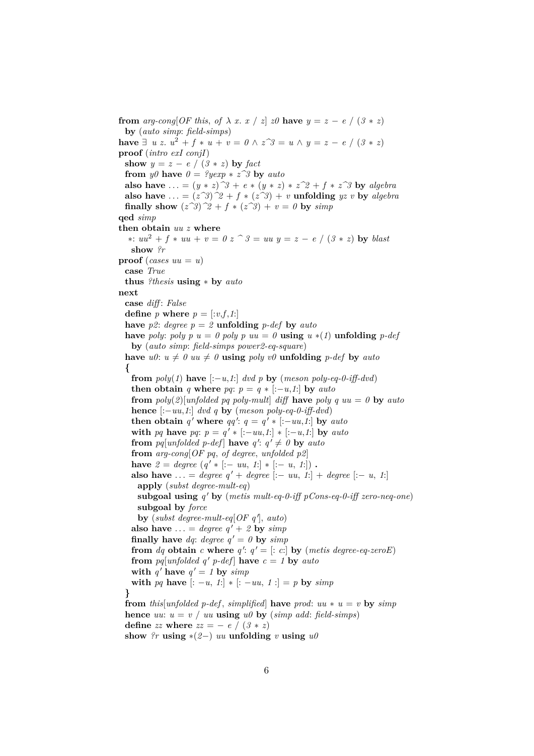```
from arg-cong[OF this, of λ x. x / z] z0 have y = z − e / (3 ∗ z)
  by (auto simp: field-simps)
have ∃ u z. u² + f ∗ u + v = 0 ∧ z^3 = u ∧ y = z − e / (3 ∗ z)
proof (intro exI conjI)
  show y = z − e / (3 ∗ z) by fact
  from y0 have 0 = ?yexp ∗ z^3 by auto
  also have ... = (y ∗ z)^3 + e ∗ (y ∗ z) ∗ z^2 + f ∗ z^3 by algebra
  also have ... = (z^3)^2 + f ∗ (z^3) + v unfolding yz v by algebra
  finally show (z^3)^2 + f ∗ (z^3) + v = 0 by simp
qed simp
then obtain uu z where
  ∗: uu² + f ∗ uu + v = 0 z ^ 3 = uu y = z − e / (3 ∗ z) by blast
  show ?r
proof (cases uu = u)
  case True
  thus ?thesis using ∗ by auto
next
  case diff: False
  define p where p = [:v,f,1:]
  have p2: degree p = 2 unfolding p-def by auto
  have poly: poly p u = 0 poly p uu = 0 using u ∗(1) unfolding p-def
    by (auto simp: field-simps power2-eq-square)
  have u0: u ≠ 0 uu ≠ 0 using poly v0 unfolding p-def by auto
  {
    from poly(1) have [:−u,1:] dvd p by (meson poly-eq-0-iff-dvd)
    then obtain q where pq: p = q ∗ [:−u,1:] by auto
    from poly(2)[unfolded pq poly-mult] diff have poly q uu = 0 by auto
    hence [:−uu,1:] dvd q by (meson poly-eq-0-iff-dvd)
    then obtain q' where qq': q = q' ∗ [:−uu,1:] by auto
    with pq have pq: p = q' ∗ [:−uu,1:] ∗ [:−u,1:] by auto
    from pq[unfolded p-def] have q': q' ≠ 0 by auto
    from arg-cong[OF pq, of degree, unfolded p2]
    have 2 = degree (q' ∗ [:− uu, 1:] ∗ [:− u, 1:]) .
    also have ... = degree q' + degree [:− uu, 1:] + degree [:− u, 1:]
      apply (subst degree-mult-eq)
      subgoal using q' by (metis mult-eq-0-iff pCons-eq-0-iff zero-neq-one)
      subgoal by force
      by (subst degree-mult-eq[OF q'], auto)
    also have ... = degree q' + 2 by simp
    finally have dq: degree q' = 0 by simp
    from dq obtain c where q': q' = [: c:] by (metis degree-eq-zeroE)
    from pq[unfolded q' p-def] have c = 1 by auto
    with q' have q' = 1 by simp
    with pq have [: −u, 1:] ∗ [: −uu, 1 :] = p by simp
  }
  from this[unfolded p-def, simplified] have prod: uu ∗ u = v by simp
  hence uu: u = v / uu using u0 by (simp add: field-simps)
  define zz where zz = − e / (3 ∗ z)
  show ?r using ∗(2−) uu unfolding v using u0
```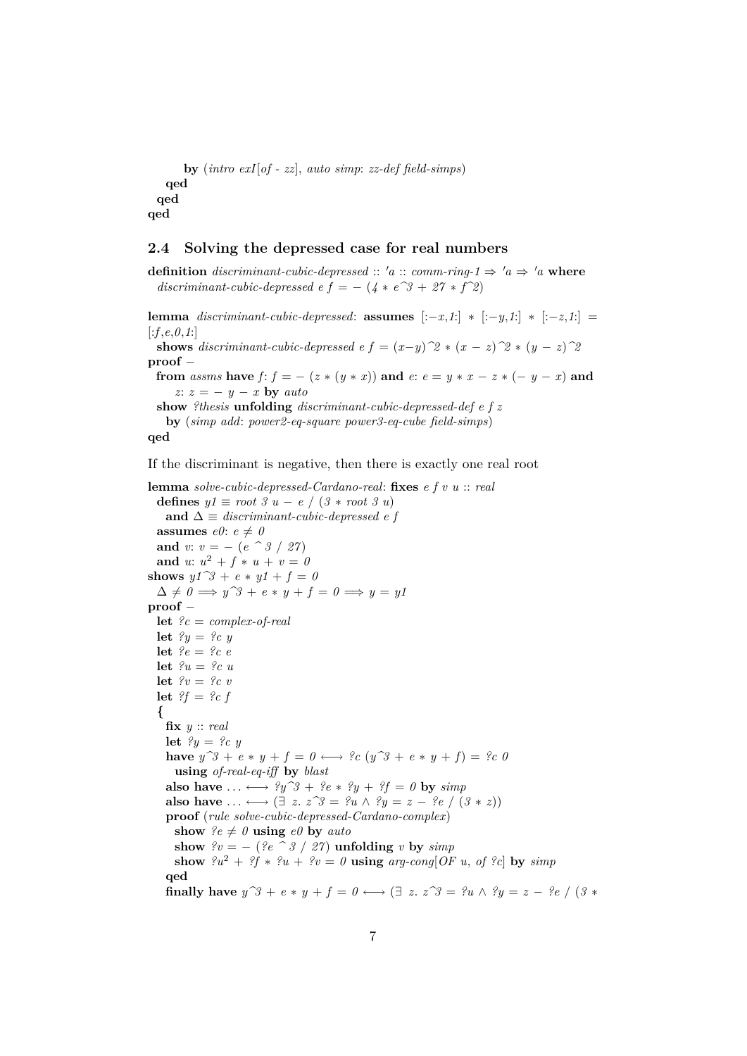```
    by (intro exI[of - zz], auto simp: zz-def field-simps)
  qed
 qed
qed
```

### 2.4 Solving the depressed case for real numbers

```
definition discriminant-cubic-depressed :: 'a :: comm-ring-1 ⇒ 'a ⇒ 'a where
  discriminant-cubic-depressed e f = − (4 ∗ e^3 + 27 ∗ f^2)

lemma discriminant-cubic-depressed: assumes [:−x,1:] ∗ [:−y,1:] ∗ [:−z,1:] =
[:f,e,0,1:]
  shows discriminant-cubic-depressed e f = (x−y)^2 ∗ (x − z)^2 ∗ (y − z)^2
proof −
  from assms have f: f = − (z ∗ (y ∗ x)) and e: e = y ∗ x − z ∗ (− y − x) and
      z: z = − y − x by auto
  show ?thesis unfolding discriminant-cubic-depressed-def e f z
    by (simp add: power2-eq-square power3-eq-cube field-simps)
qed
```

If the discriminant is negative, then there is exactly one real root

```
lemma solve-cubic-depressed-Cardano-real: fixes e f v u :: real
  defines y1 ≡ root 3 u − e / (3 ∗ root 3 u)
    and Δ ≡ discriminant-cubic-depressed e f
  assumes e0: e ≠ 0
  and v: v = − (e ^ 3 / 27)
  and u: u² + f ∗ u + v = 0
shows y1^3 + e ∗ y1 + f = 0
  Δ ≠ 0 ⟹ y^3 + e ∗ y + f = 0 ⟹ y = y1
proof −
  let ?c = complex-of-real
  let ?y = ?c y
  let ?e = ?c e
  let ?u = ?c u
  let ?v = ?c v
  let ?f = ?c f
  {
    fix y :: real
    let ?y = ?c y
    have y^3 + e ∗ y + f = 0 ⟷ ?c (y^3 + e ∗ y + f) = ?c 0
      using of-real-eq-iff by blast
    also have ... ⟷ ?y^3 + ?e ∗ ?y + ?f = 0 by simp
    also have ... ⟷ (∃ z. z^3 = ?u ∧ ?y = z − ?e / (3 ∗ z))
    proof (rule solve-cubic-depressed-Cardano-complex)
      show ?e ≠ 0 using e0 by auto
      show ?v = − (?e ^ 3 / 27) unfolding v by simp
      show ?u² + ?f ∗ ?u + ?v = 0 using arg-cong[OF u, of ?c] by simp
    qed
    finally have y^3 + e ∗ y + f = 0 ⟷ (∃ z. z^3 = ?u ∧ ?y = z − ?e / (3 ∗
```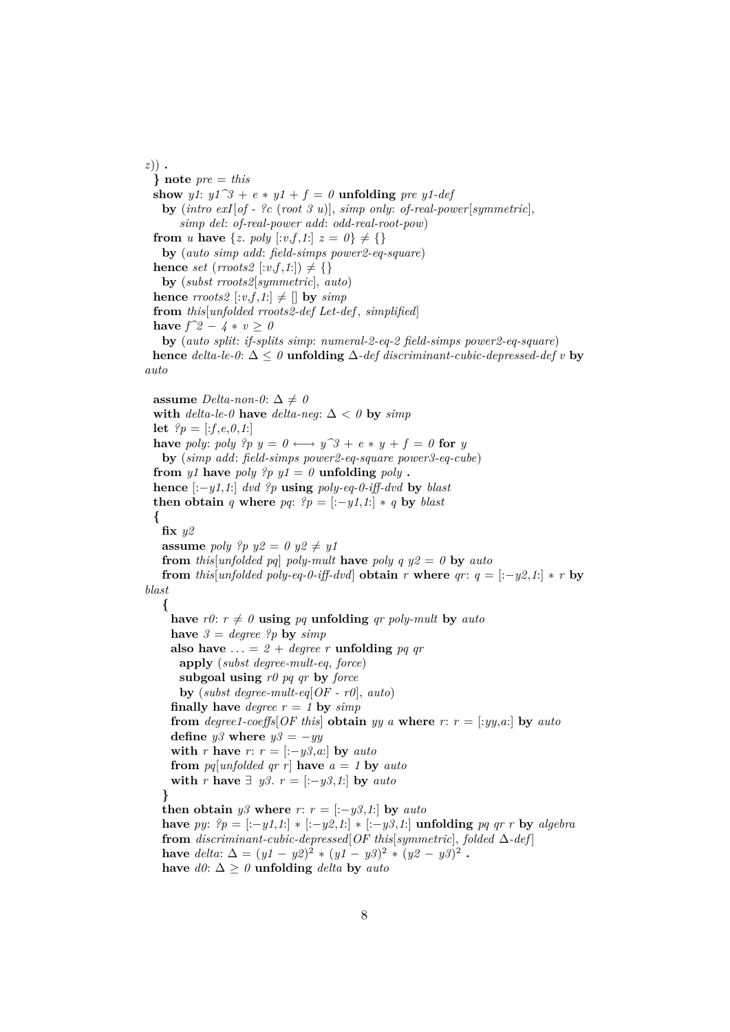```
z)) .
  } note pre = this
  show y1: y1^3 + e * y1 + f = 0 unfolding pre y1-def
    by (intro exI[of - ?c (root 3 u)], simp only: of-real-power[symmetric],
        simp del: of-real-power add: odd-real-root-pow)
  from u have {z. poly [:v,f,1:] z = 0} ≠ {}
    by (auto simp add: field-simps power2-eq-square)
  hence set (rroots2 [:v,f,1:]) ≠ {}
    by (subst rroots2[symmetric], auto)
  hence rroots2 [:v,f,1:] ≠ [] by simp
  from this[unfolded rroots2-def Let-def, simplified]
  have f^2 − 4 * v ≥ 0
    by (auto split: if-splits simp: numeral-2-eq-2 field-simps power2-eq-square)
  hence delta-le-0: Δ ≤ 0 unfolding Δ-def discriminant-cubic-depressed-def v by
auto

  assume Delta-non-0: Δ ≠ 0
  with delta-le-0 have delta-neg: Δ < 0 by simp
  let ?p = [:f,e,0,1:]
  have poly: poly ?p y = 0 ⟷ y^3 + e * y + f = 0 for y
    by (simp add: field-simps power2-eq-square power3-eq-cube)
  from y1 have poly ?p y1 = 0 unfolding poly .
  hence [:−y1,1:] dvd ?p using poly-eq-0-iff-dvd by blast
  then obtain q where pq: ?p = [:−y1,1:] * q by blast
  {
    fix y2
    assume poly ?p y2 = 0 y2 ≠ y1
    from this[unfolded pq] poly-mult have poly q y2 = 0 by auto
    from this[unfolded poly-eq-0-iff-dvd] obtain r where qr: q = [:−y2,1:] * r by
blast
    {
      have r0: r ≠ 0 using pq unfolding qr poly-mult by auto
      have 3 = degree ?p by simp
      also have ... = 2 + degree r unfolding pq qr
        apply (subst degree-mult-eq, force)
        subgoal using r0 pq qr by force
        by (subst degree-mult-eq[OF - r0], auto)
      finally have degree r = 1 by simp
      from degree1-coeffs[OF this] obtain yy a where r: r = [:yy,a:] by auto
      define y3 where y3 = −yy
      with r have r: r = [:−y3,a:] by auto
      from pq[unfolded qr r] have a = 1 by auto
      with r have ∃ y3. r = [:−y3,1:] by auto
    }
    then obtain y3 where r: r = [:−y3,1:] by auto
    have py: ?p = [:−y1,1:] * [:−y2,1:] * [:−y3,1:] unfolding pq qr r by algebra
    from discriminant-cubic-depressed[OF this[symmetric], folded Δ-def]
    have delta: Δ = (y1 − y2)^2 * (y1 − y3)^2 * (y2 − y3)^2 .
    have d0: Δ ≥ 0 unfolding delta by auto
```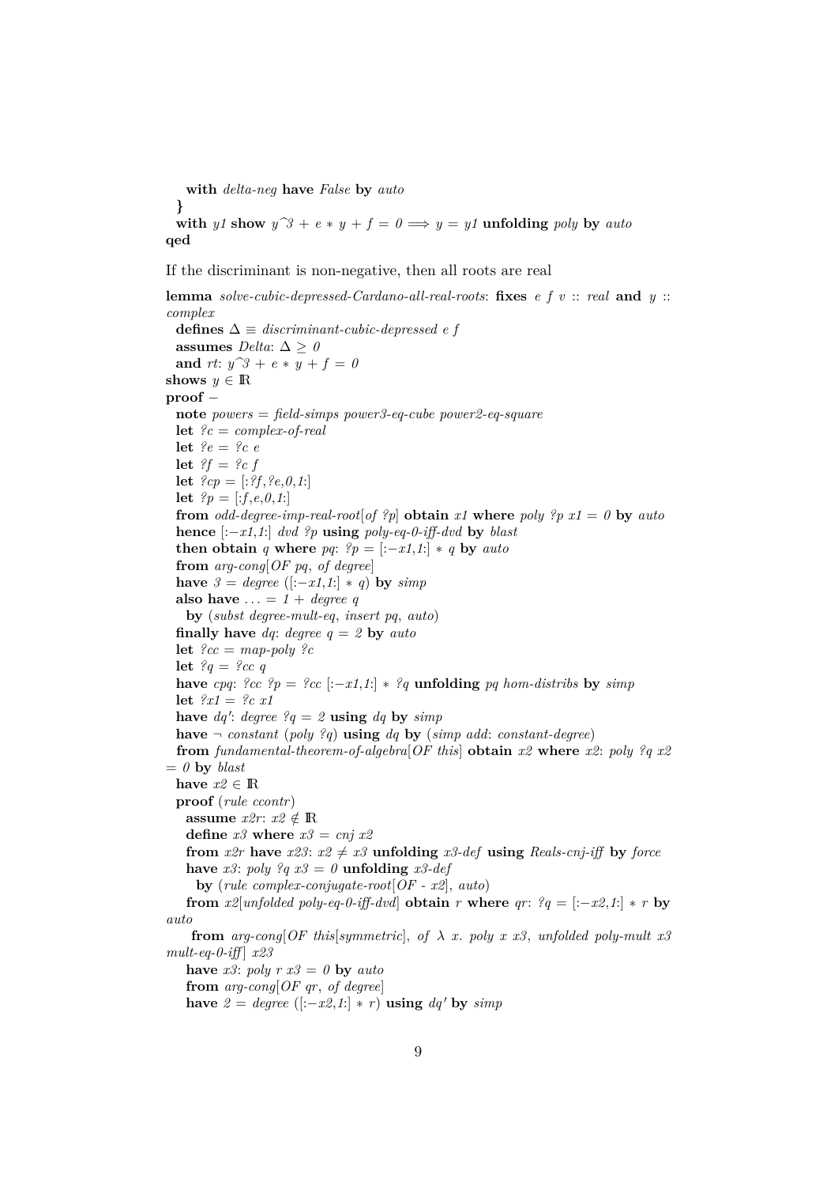```
    with delta-neg have False by auto
  }
  with y1 show y^3 + e * y + f = 0 ⟹ y = y1 unfolding poly by auto
qed
```

If the discriminant is non-negative, then all roots are real

```
lemma solve-cubic-depressed-Cardano-all-real-roots: fixes e f v :: real and y ::
complex
  defines Δ ≡ discriminant-cubic-depressed e f
  assumes Delta: Δ ≥ 0
  and rt: y^3 + e * y + f = 0
shows y ∈ ℝ
proof −
  note powers = field-simps power3-eq-cube power2-eq-square
  let ?c = complex-of-real
  let ?e = ?c e
  let ?f = ?c f
  let ?cp = [:?f,?e,0,1:]
  let ?p = [:f,e,0,1:]
  from odd-degree-imp-real-root[of ?p] obtain x1 where poly ?p x1 = 0 by auto
  hence [:−x1,1:] dvd ?p using poly-eq-0-iff-dvd by blast
  then obtain q where pq: ?p = [:−x1,1:] * q by auto
  from arg-cong[OF pq, of degree]
  have 3 = degree ([:−x1,1:] * q) by simp
  also have ... = 1 + degree q
    by (subst degree-mult-eq, insert pq, auto)
  finally have dq: degree q = 2 by auto
  let ?cc = map-poly ?c
  let ?q = ?cc q
  have cpq: ?cc ?p = ?cc [:−x1,1:] * ?q unfolding pq hom-distribs by simp
  let ?x1 = ?c x1
  have dq': degree ?q = 2 using dq by simp
  have ¬ constant (poly ?q) using dq by (simp add: constant-degree)
  from fundamental-theorem-of-algebra[OF this] obtain x2 where x2: poly ?q x2
= 0 by blast
  have x2 ∈ ℝ
  proof (rule ccontr)
    assume x2r: x2 ∉ ℝ
    define x3 where x3 = cnj x2
    from x2r have x23: x2 ≠ x3 unfolding x3-def using Reals-cnj-iff by force
    have x3: poly ?q x3 = 0 unfolding x3-def
      by (rule complex-conjugate-root[OF - x2], auto)
    from x2[unfolded poly-eq-0-iff-dvd] obtain r where qr: ?q = [:−x2,1:] * r by
auto
     from arg-cong[OF this[symmetric], of λ x. poly x x3, unfolded poly-mult x3
mult-eq-0-iff] x23
    have x3: poly r x3 = 0 by auto
    from arg-cong[OF qr, of degree]
    have 2 = degree ([:−x2,1:] * r) using dq' by simp
```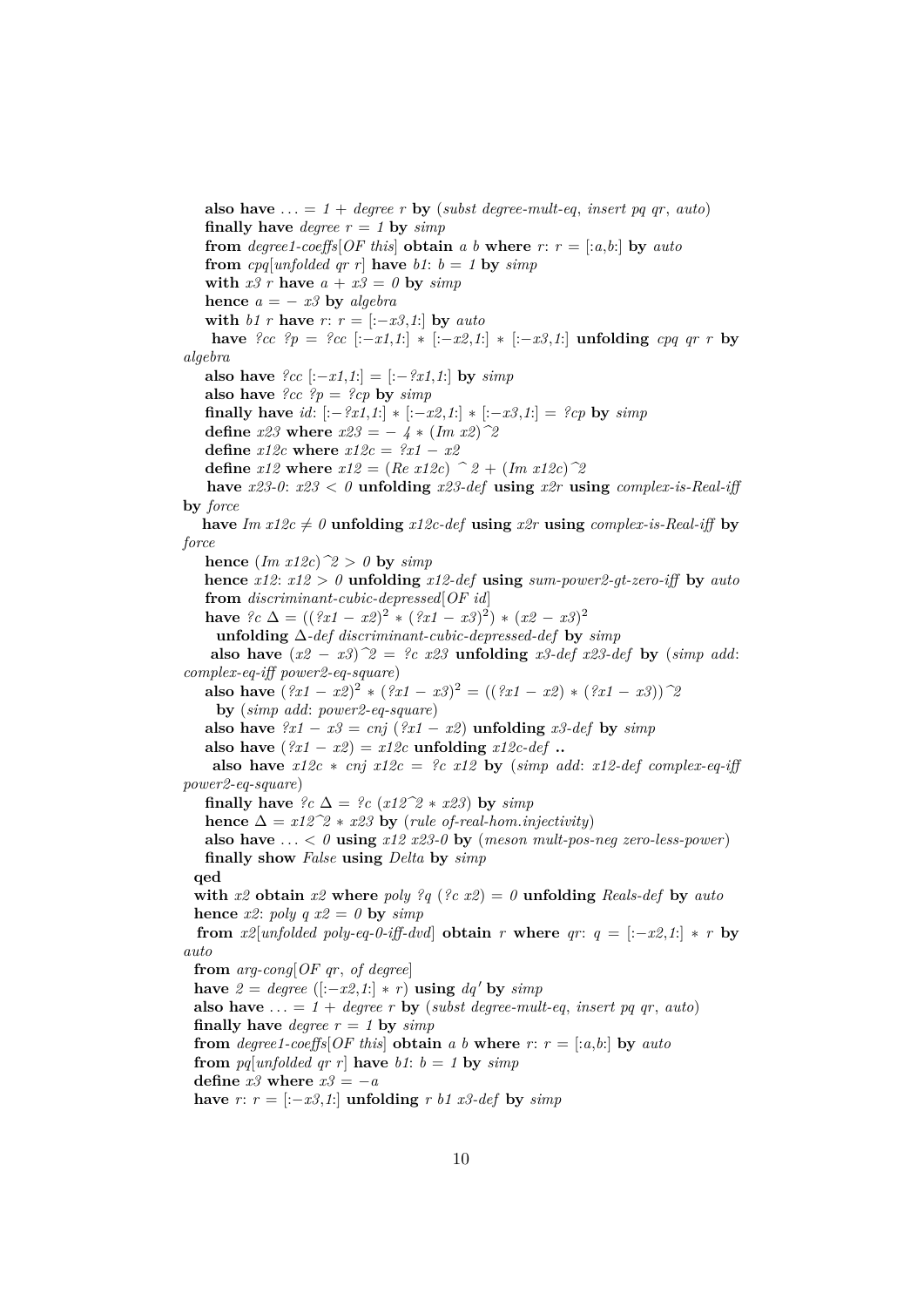```
    also have ... = 1 + degree r by (subst degree-mult-eq, insert pq qr, auto)
    finally have degree r = 1 by simp
    from degree1-coeffs[OF this] obtain a b where r: r = [:a,b:] by auto
    from cpq[unfolded qr r] have b1: b = 1 by simp
    with x3 r have a + x3 = 0 by simp
    hence a = - x3 by algebra
    with b1 r have r: r = [:-x3,1:] by auto
    have ?cc ?p = ?cc [:-x1,1:] * [:-x2,1:] * [:-x3,1:] unfolding cpq qr r by algebra
    also have ?cc [:-x1,1:] = [:- ?x1,1:] by simp
    also have ?cc ?p = ?cp by simp
    finally have id: [:- ?x1,1:] * [:-x2,1:] * [:-x3,1:] = ?cp by simp
    define x23 where x23 = - 4 * (Im x2)^2
    define x12c where x12c = ?x1 - x2
    define x12 where x12 = (Re x12c) ^ 2 + (Im x12c)^2
    have x23-0: x23 < 0 unfolding x23-def using x2r using complex-is-Real-iff by force
    have Im x12c ≠ 0 unfolding x12c-def using x2r using complex-is-Real-iff by force
    hence (Im x12c)^2 > 0 by simp
    hence x12: x12 > 0 unfolding x12-def using sum-power2-gt-zero-iff by auto
    from discriminant-cubic-depressed[OF id]
    have ?c Δ = ((?x1 - x2)^2 * (?x1 - x3)^2) * (x2 - x3)^2
      unfolding Δ-def discriminant-cubic-depressed-def by simp
    also have (x2 - x3)^2 = ?c x23 unfolding x3-def x23-def by (simp add: complex-eq-iff power2-eq-square)
    also have (?x1 - x2)^2 * (?x1 - x3)^2 = ((?x1 - x2) * (?x1 - x3))^2
      by (simp add: power2-eq-square)
    also have ?x1 - x3 = cnj (?x1 - x2) unfolding x3-def by simp
    also have (?x1 - x2) = x12c unfolding x12c-def ..
    also have x12c * cnj x12c = ?c x12 by (simp add: x12-def complex-eq-iff power2-eq-square)
    finally have ?c Δ = ?c (x12^2 * x23) by simp
    hence Δ = x12^2 * x23 by (rule of-real-hom.injectivity)
    also have ... < 0 using x12 x23-0 by (meson mult-pos-neg zero-less-power)
    finally show False using Delta by simp
  qed
  with x2 obtain x2 where poly ?q (?c x2) = 0 unfolding Reals-def by auto
  hence x2: poly q x2 = 0 by simp
  from x2[unfolded poly-eq-0-iff-dvd] obtain r where qr: q = [:-x2,1:] * r by auto
  from arg-cong[OF qr, of degree]
  have 2 = degree ([:-x2,1:] * r) using dq' by simp
  also have ... = 1 + degree r by (subst degree-mult-eq, insert pq qr, auto)
  finally have degree r = 1 by simp
  from degree1-coeffs[OF this] obtain a b where r: r = [:a,b:] by auto
  from pq[unfolded qr r] have b1: b = 1 by simp
  define x3 where x3 = -a
  have r: r = [:-x3,1:] unfolding r b1 x3-def by simp
```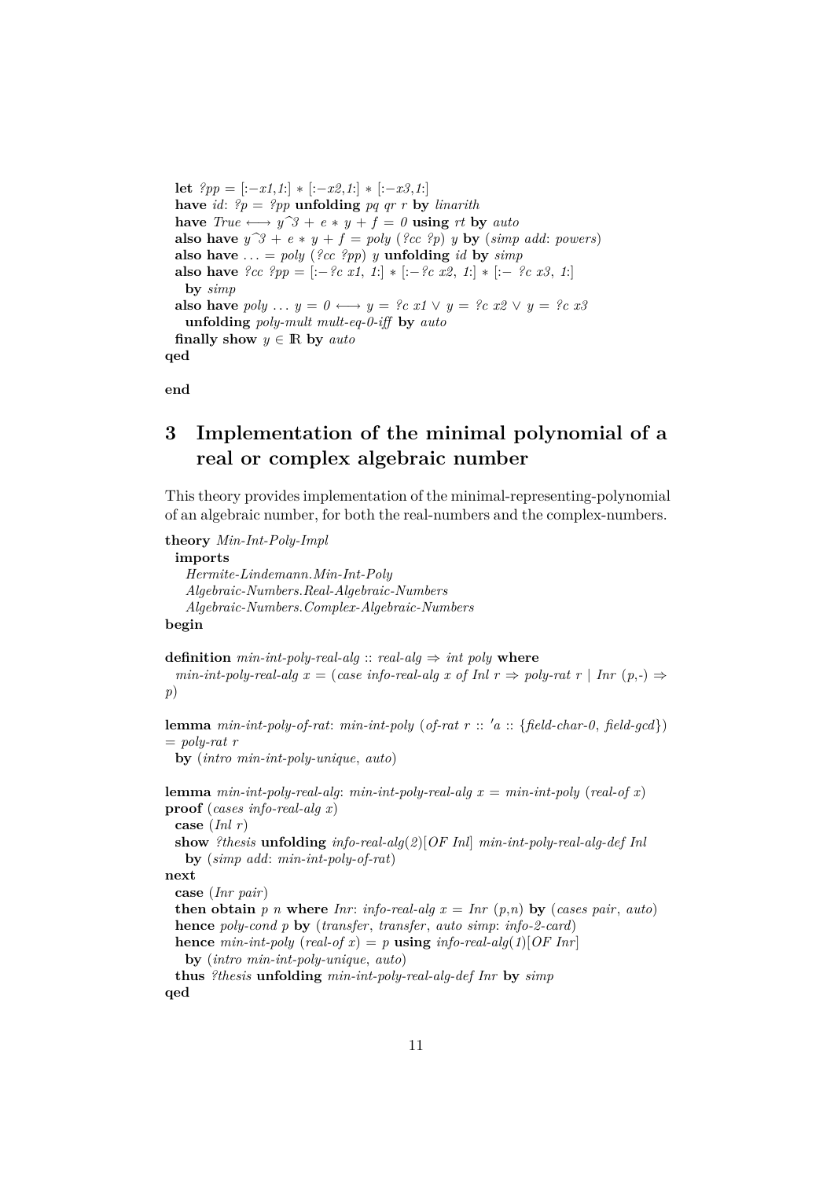```
  let ?pp = [:−x1,1:] ∗ [:−x2,1:] ∗ [:−x3,1:]
  have id: ?p = ?pp unfolding pq qr r by linarith
  have True ⟷ y^3 + e ∗ y + f = 0 using rt by auto
  also have y^3 + e ∗ y + f = poly (?cc ?p) y by (simp add: powers)
  also have ... = poly (?cc ?pp) y unfolding id by simp
  also have ?cc ?pp = [:−?c x1, 1:] ∗ [:−?c x2, 1:] ∗ [:− ?c x3, 1:]
    by simp
  also have poly ... y = 0 ⟷ y = ?c x1 ∨ y = ?c x2 ∨ y = ?c x3
    unfolding poly-mult mult-eq-0-iff by auto
  finally show y ∈ ℝ by auto
qed

end
```

# 3 Implementation of the minimal polynomial of a real or complex algebraic number

This theory provides implementation of the minimal-representing-polynomial of an algebraic number, for both the real-numbers and the complex-numbers.

```
theory Min-Int-Poly-Impl
  imports
    Hermite-Lindemann.Min-Int-Poly
    Algebraic-Numbers.Real-Algebraic-Numbers
    Algebraic-Numbers.Complex-Algebraic-Numbers
begin

definition min-int-poly-real-alg :: real-alg ⇒ int poly where
  min-int-poly-real-alg x = (case info-real-alg x of Inl r ⇒ poly-rat r | Inr (p,-) ⇒
p)

lemma min-int-poly-of-rat: min-int-poly (of-rat r :: 'a :: {field-char-0, field-gcd})
= poly-rat r
  by (intro min-int-poly-unique, auto)

lemma min-int-poly-real-alg: min-int-poly-real-alg x = min-int-poly (real-of x)
proof (cases info-real-alg x)
  case (Inl r)
  show ?thesis unfolding info-real-alg(2)[OF Inl] min-int-poly-real-alg-def Inl
    by (simp add: min-int-poly-of-rat)
next
  case (Inr pair)
  then obtain p n where Inr: info-real-alg x = Inr (p,n) by (cases pair, auto)
  hence poly-cond p by (transfer, transfer, auto simp: info-2-card)
  hence min-int-poly (real-of x) = p using info-real-alg(1)[OF Inr]
    by (intro min-int-poly-unique, auto)
  thus ?thesis unfolding min-int-poly-real-alg-def Inr by simp
qed
```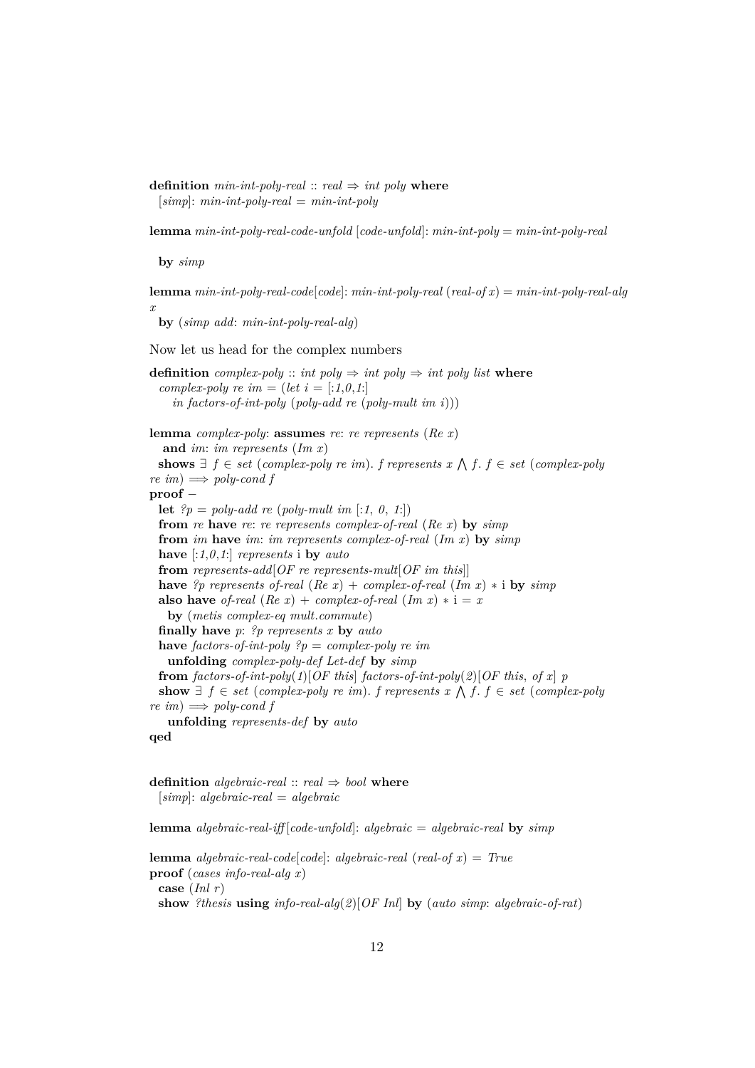```
definition min-int-poly-real :: real ⇒ int poly where
  [simp]: min-int-poly-real = min-int-poly

lemma min-int-poly-real-code-unfold [code-unfold]: min-int-poly = min-int-poly-real

  by simp

lemma min-int-poly-real-code[code]: min-int-poly-real (real-of x) = min-int-poly-real-alg
x
  by (simp add: min-int-poly-real-alg)
```

Now let us head for the complex numbers

```
definition complex-poly :: int poly ⇒ int poly ⇒ int poly list where
  complex-poly re im = (let i = [:1,0,1:]
     in factors-of-int-poly (poly-add re (poly-mult im i)))

lemma complex-poly: assumes re: re represents (Re x)
  and im: im represents (Im x)
  shows ∃ f ∈ set (complex-poly re im). f represents x ⋀ f. f ∈ set (complex-poly
re im) ⟹ poly-cond f
proof −
  let ?p = poly-add re (poly-mult im [:1, 0, 1:])
  from re have re: re represents complex-of-real (Re x) by simp
  from im have im: im represents complex-of-real (Im x) by simp
  have [:1,0,1:] represents i by auto
  from represents-add[OF re represents-mult[OF im this]]
  have ?p represents of-real (Re x) + complex-of-real (Im x) ∗ i by simp
  also have of-real (Re x) + complex-of-real (Im x) ∗ i = x
    by (metis complex-eq mult.commute)
  finally have p: ?p represents x by auto
  have factors-of-int-poly ?p = complex-poly re im
    unfolding complex-poly-def Let-def by simp
  from factors-of-int-poly(1)[OF this] factors-of-int-poly(2)[OF this, of x] p
  show ∃ f ∈ set (complex-poly re im). f represents x ⋀ f. f ∈ set (complex-poly
re im) ⟹ poly-cond f
    unfolding represents-def by auto
qed


definition algebraic-real :: real ⇒ bool where
  [simp]: algebraic-real = algebraic

lemma algebraic-real-iff [code-unfold]: algebraic = algebraic-real by simp

lemma algebraic-real-code[code]: algebraic-real (real-of x) = True
proof (cases info-real-alg x)
  case (Inl r)
  show ?thesis using info-real-alg(2)[OF Inl] by (auto simp: algebraic-of-rat)
```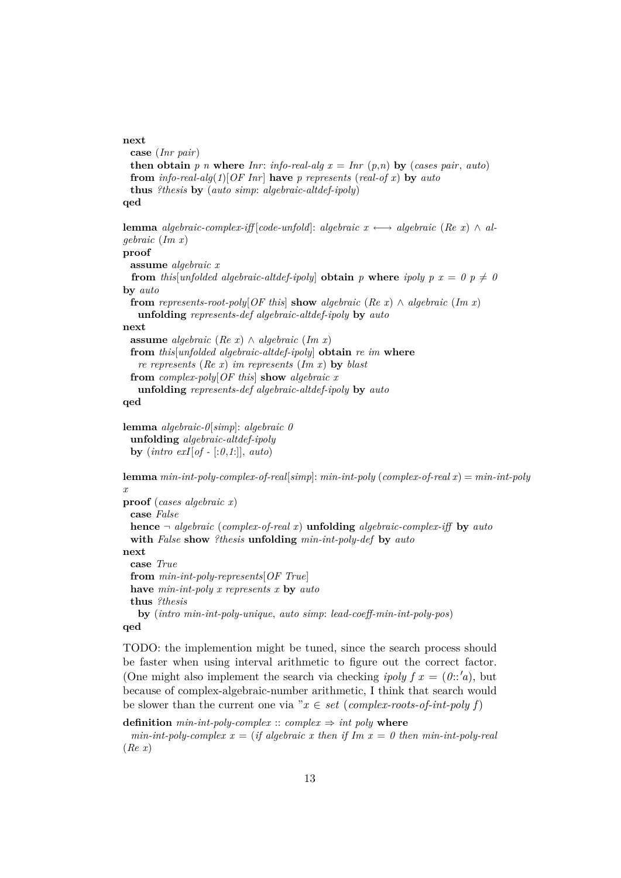```
next
  case (Inr pair)
  then obtain p n where Inr: info-real-alg x = Inr (p,n) by (cases pair, auto)
  from info-real-alg(1)[OF Inr] have p represents (real-of x) by auto
  thus ?thesis by (auto simp: algebraic-altdef-ipoly)
qed

lemma algebraic-complex-iff[code-unfold]: algebraic x ⟷ algebraic (Re x) ∧ algebraic (Im x)
proof
  assume algebraic x
  from this[unfolded algebraic-altdef-ipoly] obtain p where ipoly p x = 0 p ≠ 0
by auto
  from represents-root-poly[OF this] show algebraic (Re x) ∧ algebraic (Im x)
    unfolding represents-def algebraic-altdef-ipoly by auto
next
  assume algebraic (Re x) ∧ algebraic (Im x)
  from this[unfolded algebraic-altdef-ipoly] obtain re im where
    re represents (Re x) im represents (Im x) by blast
  from complex-poly[OF this] show algebraic x
    unfolding represents-def algebraic-altdef-ipoly by auto
qed

lemma algebraic-0[simp]: algebraic 0
  unfolding algebraic-altdef-ipoly
  by (intro exI[of - [:0,1:]], auto)

lemma min-int-poly-complex-of-real[simp]: min-int-poly (complex-of-real x) = min-int-poly x
proof (cases algebraic x)
  case False
  hence ¬ algebraic (complex-of-real x) unfolding algebraic-complex-iff by auto
  with False show ?thesis unfolding min-int-poly-def by auto
next
  case True
  from min-int-poly-represents[OF True]
  have min-int-poly x represents x by auto
  thus ?thesis
    by (intro min-int-poly-unique, auto simp: lead-coeff-min-int-poly-pos)
qed
```

TODO: the implemention might be tuned, since the search process should be faster when using interval arithmetic to figure out the correct factor. (One might also implement the search via checking *ipoly f x = (0::'a)*, but because of complex-algebraic-number arithmetic, I think that search would be slower than the current one via "*x ∈ set (complex-roots-of-int-poly f)*

```
definition min-int-poly-complex :: complex ⇒ int poly where
  min-int-poly-complex x = (if algebraic x then if Im x = 0 then min-int-poly-real
(Re x)
```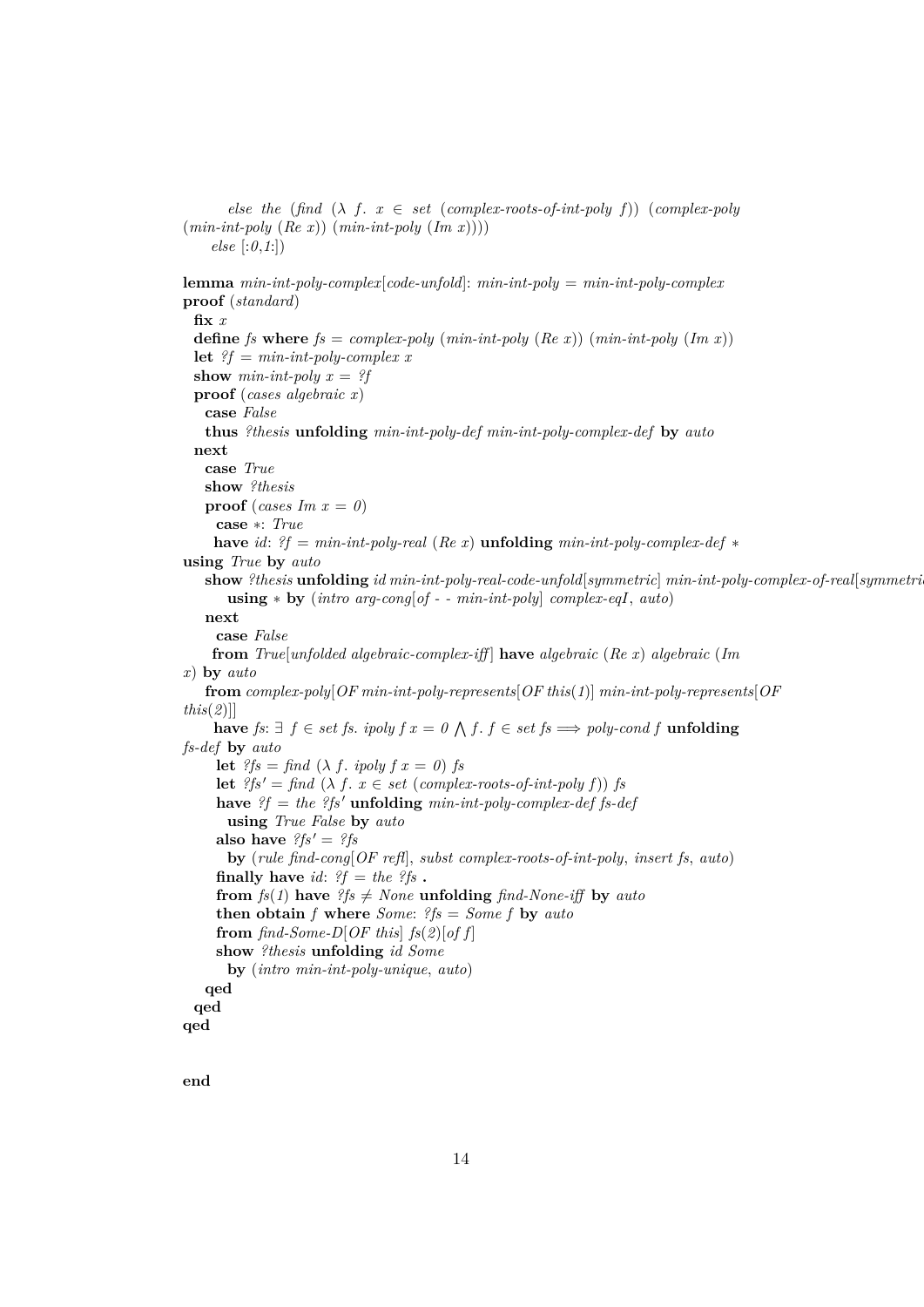```
        else the (find (λ f. x ∈ set (complex-roots-of-int-poly f)) (complex-poly
(min-int-poly (Re x)) (min-int-poly (Im x))))
      else [:0,1:])

lemma min-int-poly-complex[code-unfold]: min-int-poly = min-int-poly-complex
proof (standard)
  fix x
  define fs where fs = complex-poly (min-int-poly (Re x)) (min-int-poly (Im x))
  let ?f = min-int-poly-complex x
  show min-int-poly x = ?f
  proof (cases algebraic x)
    case False
    thus ?thesis unfolding min-int-poly-def min-int-poly-complex-def by auto
  next
    case True
    show ?thesis
    proof (cases Im x = 0)
      case *: True
      have id: ?f = min-int-poly-real (Re x) unfolding min-int-poly-complex-def *
using True by auto
      show ?thesis unfolding id min-int-poly-real-code-unfold[symmetric] min-int-poly-complex-of-real[symmetric]
        using * by (intro arg-cong[of - - min-int-poly] complex-eqI, auto)
    next
      case False
      from True[unfolded algebraic-complex-iff] have algebraic (Re x) algebraic (Im
x) by auto
      from complex-poly[OF min-int-poly-represents[OF this(1)] min-int-poly-represents[OF
this(2)]]
      have fs: ∃ f ∈ set fs. ipoly f x = 0 ⋀ f. f ∈ set fs ⟹ poly-cond f unfolding
fs-def by auto
      let ?fs = find (λ f. ipoly f x = 0) fs
      let ?fs' = find (λ f. x ∈ set (complex-roots-of-int-poly f)) fs
      have ?f = the ?fs' unfolding min-int-poly-complex-def fs-def
        using True False by auto
      also have ?fs' = ?fs
        by (rule find-cong[OF refl], subst complex-roots-of-int-poly, insert fs, auto)
      finally have id: ?f = the ?fs .
      from fs(1) have ?fs ≠ None unfolding find-None-iff by auto
      then obtain f where Some: ?fs = Some f by auto
      from find-Some-D[OF this] fs(2)[of f]
      show ?thesis unfolding id Some
        by (intro min-int-poly-unique, auto)
    qed
  qed
qed


end
```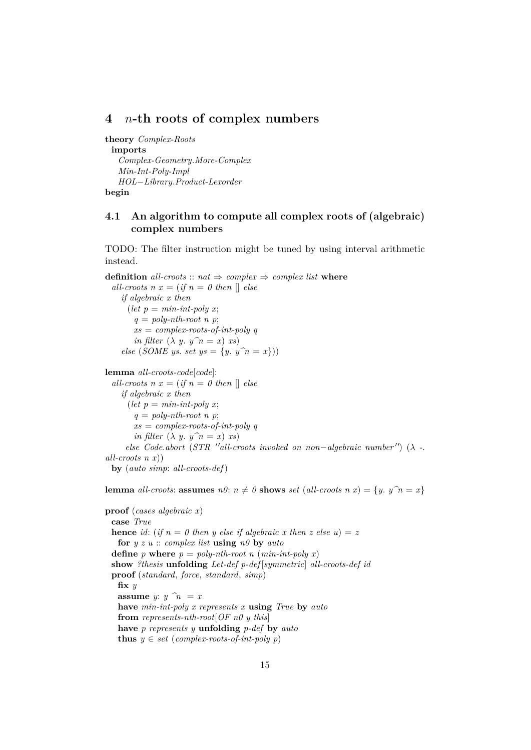# 4 $n$-th roots of complex numbers

```
theory Complex-Roots
  imports
    Complex-Geometry.More-Complex
    Min-Int-Poly-Impl
    HOL−Library.Product-Lexorder
begin
```

## 4.1 An algorithm to compute all complex roots of (algebraic) complex numbers

TODO: The filter instruction might be tuned by using interval arithmetic instead.

```
definition all-croots :: nat ⇒ complex ⇒ complex list where
  all-croots n x = (if n = 0 then [] else
     if algebraic x then
       (let p = min-int-poly x;
          q = poly-nth-root n p;
          xs = complex-roots-of-int-poly q
          in filter (λ y. y^n = x) xs)
     else (SOME ys. set ys = {y. y^n = x}))

lemma all-croots-code[code]:
  all-croots n x = (if n = 0 then [] else
     if algebraic x then
       (let p = min-int-poly x;
          q = poly-nth-root n p;
          xs = complex-roots-of-int-poly q
          in filter (λ y. y^n = x) xs)
       else Code.abort (STR ''all-croots invoked on non−algebraic number'') (λ -.
all-croots n x))
  by (auto simp: all-croots-def)

lemma all-croots: assumes n0: n ≠ 0 shows set (all-croots n x) = {y. y^n = x}

proof (cases algebraic x)
  case True
  hence id: (if n = 0 then y else if algebraic x then z else u) = z
    for y z u :: complex list using n0 by auto
  define p where p = poly-nth-root n (min-int-poly x)
  show ?thesis unfolding Let-def p-def[symmetric] all-croots-def id
  proof (standard, force, standard, simp)
    fix y
    assume y: y ^n = x
    have min-int-poly x represents x using True by auto
    from represents-nth-root[OF n0 y this]
    have p represents y unfolding p-def by auto
    thus y ∈ set (complex-roots-of-int-poly p)
```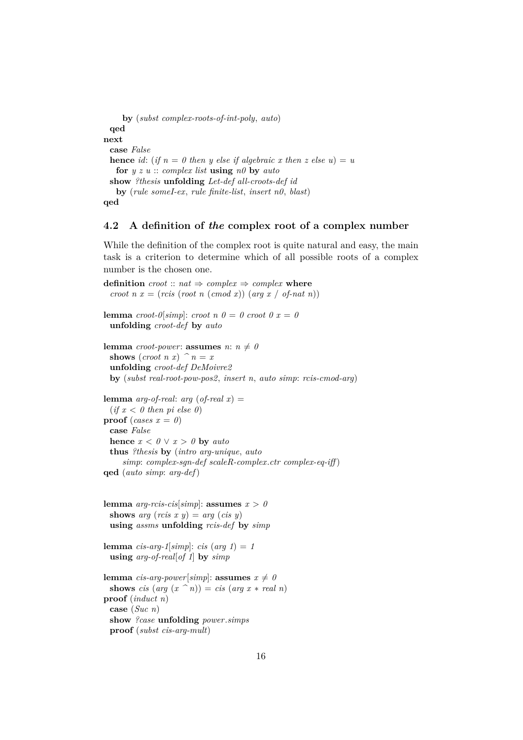```
    by (subst complex-roots-of-int-poly, auto)
  qed
next
  case False
  hence id: (if n = 0 then y else if algebraic x then z else u) = u
    for y z u :: complex list using n0 by auto
  show ?thesis unfolding Let-def all-croots-def id
    by (rule someI-ex, rule finite-list, insert n0, blast)
qed
```

## 4.2 A definition of *the* complex root of a complex number

While the definition of the complex root is quite natural and easy, the main task is a criterion to determine which of all possible roots of a complex number is the chosen one.

```
definition croot :: nat ⇒ complex ⇒ complex where
  croot n x = (rcis (root n (cmod x)) (arg x / of-nat n))

lemma croot-0[simp]: croot n 0 = 0 croot 0 x = 0
  unfolding croot-def by auto

lemma croot-power: assumes n: n ≠ 0
  shows (croot n x) ^ n = x
  unfolding croot-def DeMoivre2
  by (subst real-root-pow-pos2, insert n, auto simp: rcis-cmod-arg)

lemma arg-of-real: arg (of-real x) =
  (if x < 0 then pi else 0)
proof (cases x = 0)
  case False
  hence x < 0 ∨ x > 0 by auto
  thus ?thesis by (intro arg-unique, auto
      simp: complex-sgn-def scaleR-complex.ctr complex-eq-iff)
qed (auto simp: arg-def)


lemma arg-rcis-cis[simp]: assumes x > 0
  shows arg (rcis x y) = arg (cis y)
  using assms unfolding rcis-def by simp

lemma cis-arg-1[simp]: cis (arg 1) = 1
  using arg-of-real[of 1] by simp

lemma cis-arg-power[simp]: assumes x ≠ 0
  shows cis (arg (x ^ n)) = cis (arg x * real n)
proof (induct n)
  case (Suc n)
  show ?case unfolding power.simps
  proof (subst cis-arg-mult)
```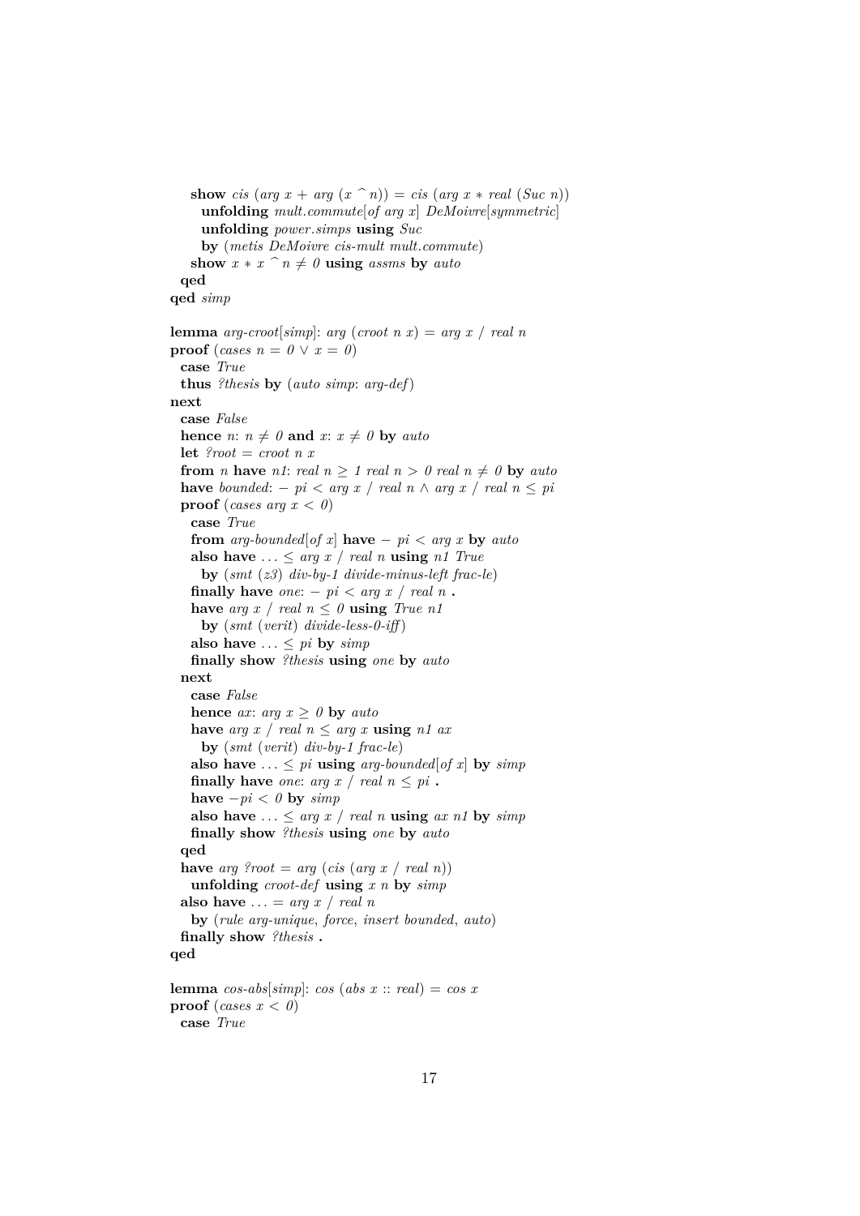```
    show cis (arg x + arg (x ^ n)) = cis (arg x * real (Suc n))
      unfolding mult.commute[of arg x] DeMoivre[symmetric]
      unfolding power.simps using Suc
      by (metis DeMoivre cis-mult mult.commute)
    show x * x ^ n ≠ 0 using assms by auto
  qed
qed simp

lemma arg-croot[simp]: arg (croot n x) = arg x / real n
proof (cases n = 0 ∨ x = 0)
  case True
  thus ?thesis by (auto simp: arg-def)
next
  case False
  hence n: n ≠ 0 and x: x ≠ 0 by auto
  let ?root = croot n x
  from n have n1: real n ≥ 1 real n > 0 real n ≠ 0 by auto
  have bounded: − pi < arg x / real n ∧ arg x / real n ≤ pi
  proof (cases arg x < 0)
    case True
    from arg-bounded[of x] have − pi < arg x by auto
    also have ... ≤ arg x / real n using n1 True
      by (smt (z3) div-by-1 divide-minus-left frac-le)
    finally have one: − pi < arg x / real n .
    have arg x / real n ≤ 0 using True n1
      by (smt (verit) divide-less-0-iff)
    also have ... ≤ pi by simp
    finally show ?thesis using one by auto
  next
    case False
    hence ax: arg x ≥ 0 by auto
    have arg x / real n ≤ arg x using n1 ax
      by (smt (verit) div-by-1 frac-le)
    also have ... ≤ pi using arg-bounded[of x] by simp
    finally have one: arg x / real n ≤ pi .
    have −pi < 0 by simp
    also have ... ≤ arg x / real n using ax n1 by simp
    finally show ?thesis using one by auto
  qed
  have arg ?root = arg (cis (arg x / real n))
    unfolding croot-def using x n by simp
  also have ... = arg x / real n
    by (rule arg-unique, force, insert bounded, auto)
  finally show ?thesis .
qed

lemma cos-abs[simp]: cos (abs x :: real) = cos x
proof (cases x < 0)
  case True
```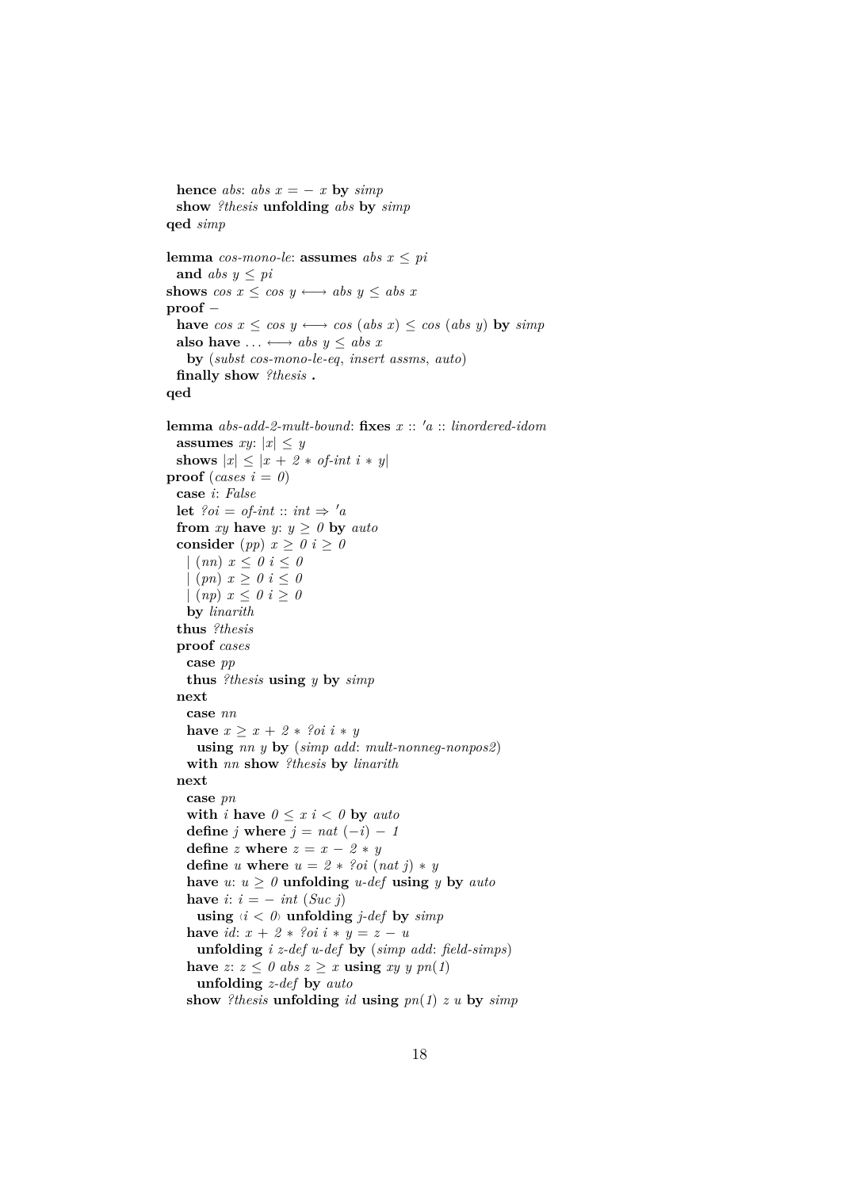```
  hence abs: abs x = − x by simp
  show ?thesis unfolding abs by simp
qed simp

lemma cos-mono-le: assumes abs x ≤ pi
  and abs y ≤ pi
shows cos x ≤ cos y ⟷ abs y ≤ abs x
proof −
  have cos x ≤ cos y ⟷ cos (abs x) ≤ cos (abs y) by simp
  also have ... ⟷ abs y ≤ abs x
    by (subst cos-mono-le-eq, insert assms, auto)
  finally show ?thesis .
qed

lemma abs-add-2-mult-bound: fixes x :: 'a :: linordered-idom
  assumes xy: |x| ≤ y
  shows |x| ≤ |x + 2 * of-int i * y|
proof (cases i = 0)
  case i: False
  let ?oi = of-int :: int ⇒ 'a
  from xy have y: y ≥ 0 by auto
  consider (pp) x ≥ 0 i ≥ 0
    | (nn) x ≤ 0 i ≤ 0
    | (pn) x ≥ 0 i ≤ 0
    | (np) x ≤ 0 i ≥ 0
    by linarith
  thus ?thesis
  proof cases
    case pp
    thus ?thesis using y by simp
  next
    case nn
    have x ≥ x + 2 * ?oi i * y
      using nn y by (simp add: mult-nonneg-nonpos2)
    with nn show ?thesis by linarith
  next
    case pn
    with i have 0 ≤ x i < 0 by auto
    define j where j = nat (−i) − 1
    define z where z = x − 2 * y
    define u where u = 2 * ?oi (nat j) * y
    have u: u ≥ 0 unfolding u-def using y by auto
    have i: i = − int (Suc j)
      using ‹i < 0› unfolding j-def by simp
    have id: x + 2 * ?oi i * y = z − u
      unfolding i z-def u-def by (simp add: field-simps)
    have z: z ≤ 0 abs z ≥ x using xy y pn(1)
      unfolding z-def by auto
    show ?thesis unfolding id using pn(1) z u by simp
```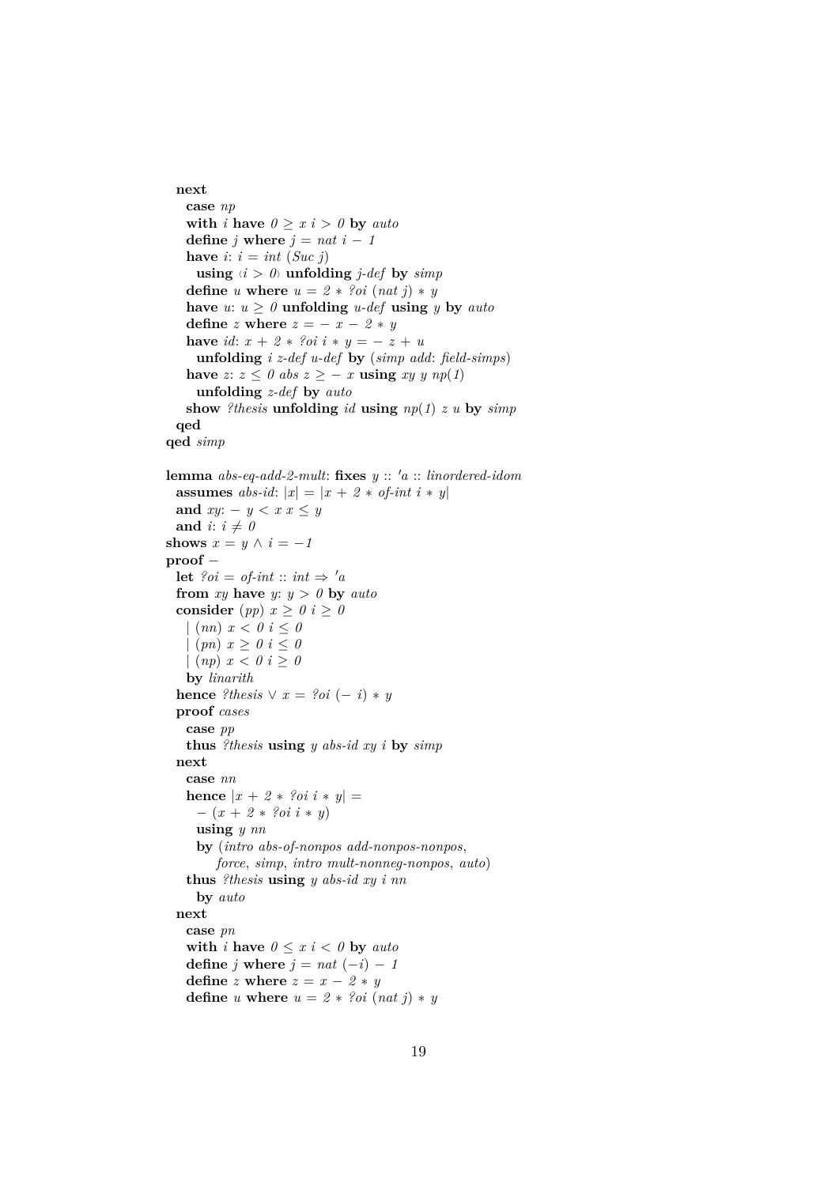```
  next
    case np
    with i have 0 ≥ x i > 0 by auto
    define j where j = nat i − 1
    have i: i = int (Suc j)
      using ‹i > 0› unfolding j-def by simp
    define u where u = 2 ∗ ?oi (nat j) ∗ y
    have u: u ≥ 0 unfolding u-def using y by auto
    define z where z = − x − 2 ∗ y
    have id: x + 2 ∗ ?oi i ∗ y = − z + u
      unfolding i z-def u-def by (simp add: field-simps)
    have z: z ≤ 0 abs z ≥ − x using xy y np(1)
      unfolding z-def by auto
    show ?thesis unfolding id using np(1) z u by simp
  qed
qed simp

lemma abs-eq-add-2-mult: fixes y :: 'a :: linordered-idom
  assumes abs-id: |x| = |x + 2 ∗ of-int i ∗ y|
  and xy: − y < x x ≤ y
  and i: i ≠ 0
shows x = y ∧ i = −1
proof −
  let ?oi = of-int :: int ⇒ 'a
  from xy have y: y > 0 by auto
  consider (pp) x ≥ 0 i ≥ 0
    | (nn) x < 0 i ≤ 0
    | (pn) x ≥ 0 i ≤ 0
    | (np) x < 0 i ≥ 0
    by linarith
  hence ?thesis ∨ x = ?oi (− i) ∗ y
  proof cases
    case pp
    thus ?thesis using y abs-id xy i by simp
  next
    case nn
    hence |x + 2 ∗ ?oi i ∗ y| =
      − (x + 2 ∗ ?oi i ∗ y)
      using y nn
      by (intro abs-of-nonpos add-nonpos-nonpos,
          force, simp, intro mult-nonneg-nonpos, auto)
    thus ?thesis using y abs-id xy i nn
      by auto
  next
    case pn
    with i have 0 ≤ x i < 0 by auto
    define j where j = nat (−i) − 1
    define z where z = x − 2 ∗ y
    define u where u = 2 ∗ ?oi (nat j) ∗ y
```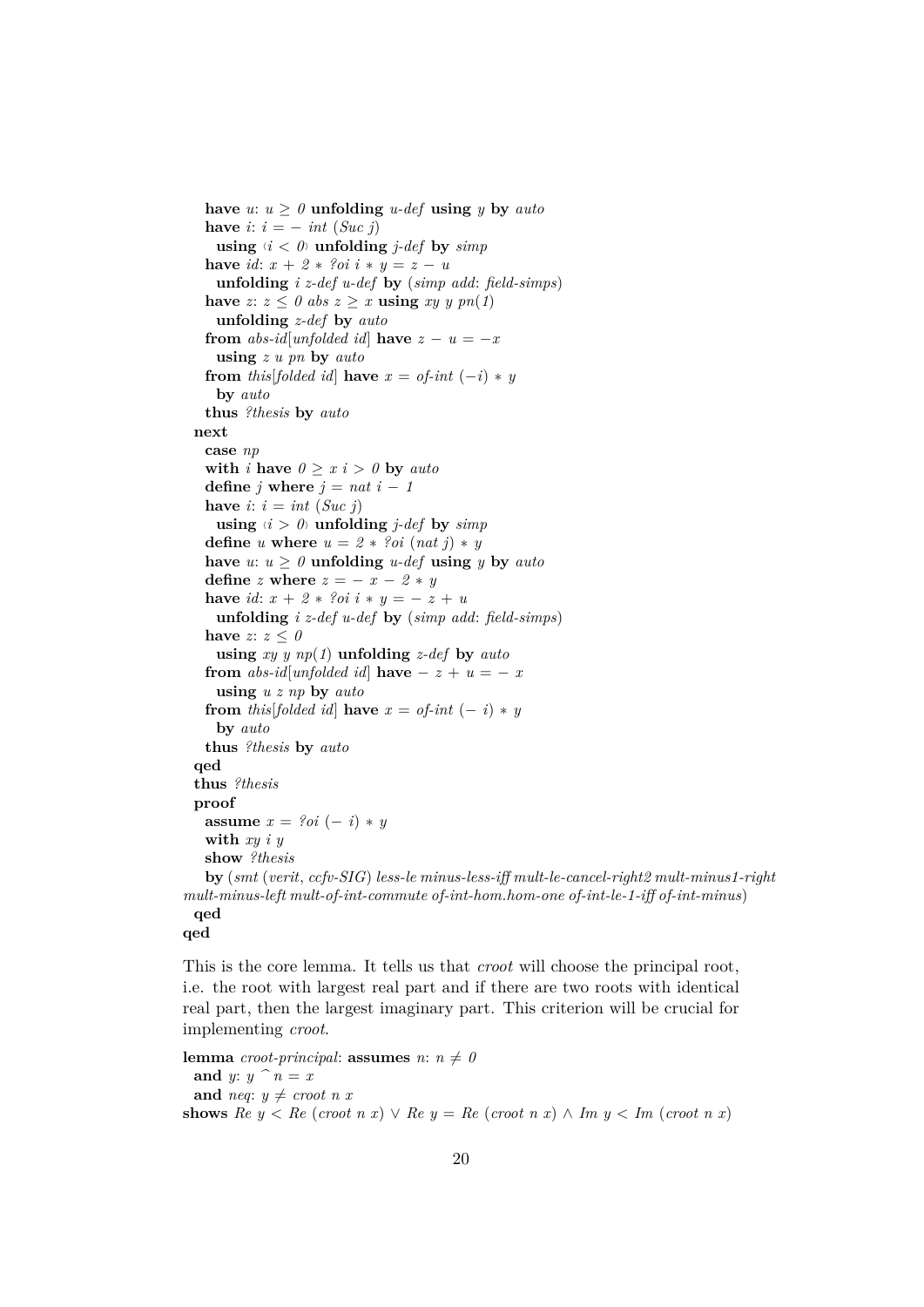```
    have u: u ≥ 0 unfolding u-def using y by auto
    have i: i = − int (Suc j)
      using ‹i < 0› unfolding j-def by simp
    have id: x + 2 ∗ ?oi i ∗ y = z − u
      unfolding i z-def u-def by (simp add: field-simps)
    have z: z ≤ 0 abs z ≥ x using xy y pn(1)
      unfolding z-def by auto
    from abs-id[unfolded id] have z − u = −x
      using z u pn by auto
    from this[folded id] have x = of-int (−i) ∗ y
      by auto
    thus ?thesis by auto
  next
    case np
    with i have 0 ≥ x i > 0 by auto
    define j where j = nat i − 1
    have i: i = int (Suc j)
      using ‹i > 0› unfolding j-def by simp
    define u where u = 2 ∗ ?oi (nat j) ∗ y
    have u: u ≥ 0 unfolding u-def using y by auto
    define z where z = − x − 2 ∗ y
    have id: x + 2 ∗ ?oi i ∗ y = − z + u
      unfolding i z-def u-def by (simp add: field-simps)
    have z: z ≤ 0
      using xy y np(1) unfolding z-def by auto
    from abs-id[unfolded id] have − z + u = − x
      using u z np by auto
    from this[folded id] have x = of-int (− i) ∗ y
      by auto
    thus ?thesis by auto
  qed
  thus ?thesis
  proof
    assume x = ?oi (− i) ∗ y
    with xy i y
    show ?thesis
    by (smt (verit, ccfv-SIG) less-le minus-less-iff mult-le-cancel-right2 mult-minus1-right
mult-minus-left mult-of-int-commute of-int-hom.hom-one of-int-le-1-iff of-int-minus)
  qed
qed
```

This is the core lemma. It tells us that *croot* will choose the principal root, i.e. the root with largest real part and if there are two roots with identical real part, then the largest imaginary part. This criterion will be crucial for implementing *croot*.

```
lemma croot-principal: assumes n: n ≠ 0
  and y: y ^ n = x
  and neq: y ≠ croot n x
shows Re y < Re (croot n x) ∨ Re y = Re (croot n x) ∧ Im y < Im (croot n x)
```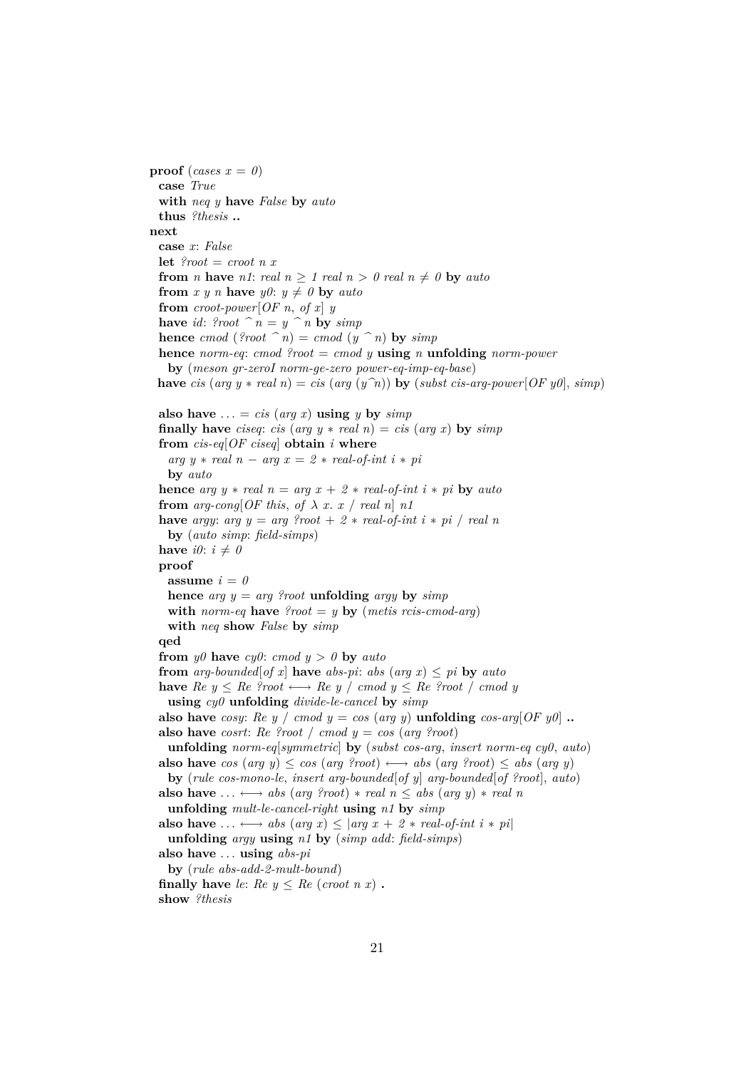```
proof (cases x = 0)
  case True
  with neq y have False by auto
  thus ?thesis ..
next
  case x: False
  let ?root = croot n x
  from n have n1: real n ≥ 1 real n > 0 real n ≠ 0 by auto
  from x y n have y0: y ≠ 0 by auto
  from croot-power[OF n, of x] y
  have id: ?root ^ n = y ^ n by simp
  hence cmod (?root ^ n) = cmod (y ^ n) by simp
  hence norm-eq: cmod ?root = cmod y using n unfolding norm-power
    by (meson gr-zeroI norm-ge-zero power-eq-imp-eq-base)
 have cis (arg y * real n) = cis (arg (y^n)) by (subst cis-arg-power[OF y0], simp)

  also have ... = cis (arg x) using y by simp
  finally have ciseq: cis (arg y * real n) = cis (arg x) by simp
  from cis-eq[OF ciseq] obtain i where
    arg y * real n − arg x = 2 * real-of-int i * pi
    by auto
  hence arg y * real n = arg x + 2 * real-of-int i * pi by auto
  from arg-cong[OF this, of λ x. x / real n] n1
  have argy: arg y = arg ?root + 2 * real-of-int i * pi / real n
    by (auto simp: field-simps)
  have i0: i ≠ 0
  proof
    assume i = 0
    hence arg y = arg ?root unfolding argy by simp
    with norm-eq have ?root = y by (metis rcis-cmod-arg)
    with neq show False by simp
  qed
  from y0 have cy0: cmod y > 0 by auto
  from arg-bounded[of x] have abs-pi: abs (arg x) ≤ pi by auto
  have Re y ≤ Re ?root ⟷ Re y / cmod y ≤ Re ?root / cmod y
    using cy0 unfolding divide-le-cancel by simp
  also have cosy: Re y / cmod y = cos (arg y) unfolding cos-arg[OF y0] ..
  also have cosrt: Re ?root / cmod y = cos (arg ?root)
    unfolding norm-eq[symmetric] by (subst cos-arg, insert norm-eq cy0, auto)
  also have cos (arg y) ≤ cos (arg ?root) ⟷ abs (arg ?root) ≤ abs (arg y)
    by (rule cos-mono-le, insert arg-bounded[of y] arg-bounded[of ?root], auto)
  also have ... ⟷ abs (arg ?root) * real n ≤ abs (arg y) * real n
    unfolding mult-le-cancel-right using n1 by simp
  also have ... ⟷ abs (arg x) ≤ |arg x + 2 * real-of-int i * pi|
    unfolding argy using n1 by (simp add: field-simps)
  also have ... using abs-pi
    by (rule abs-add-2-mult-bound)
  finally have le: Re y ≤ Re (croot n x) .
  show ?thesis
```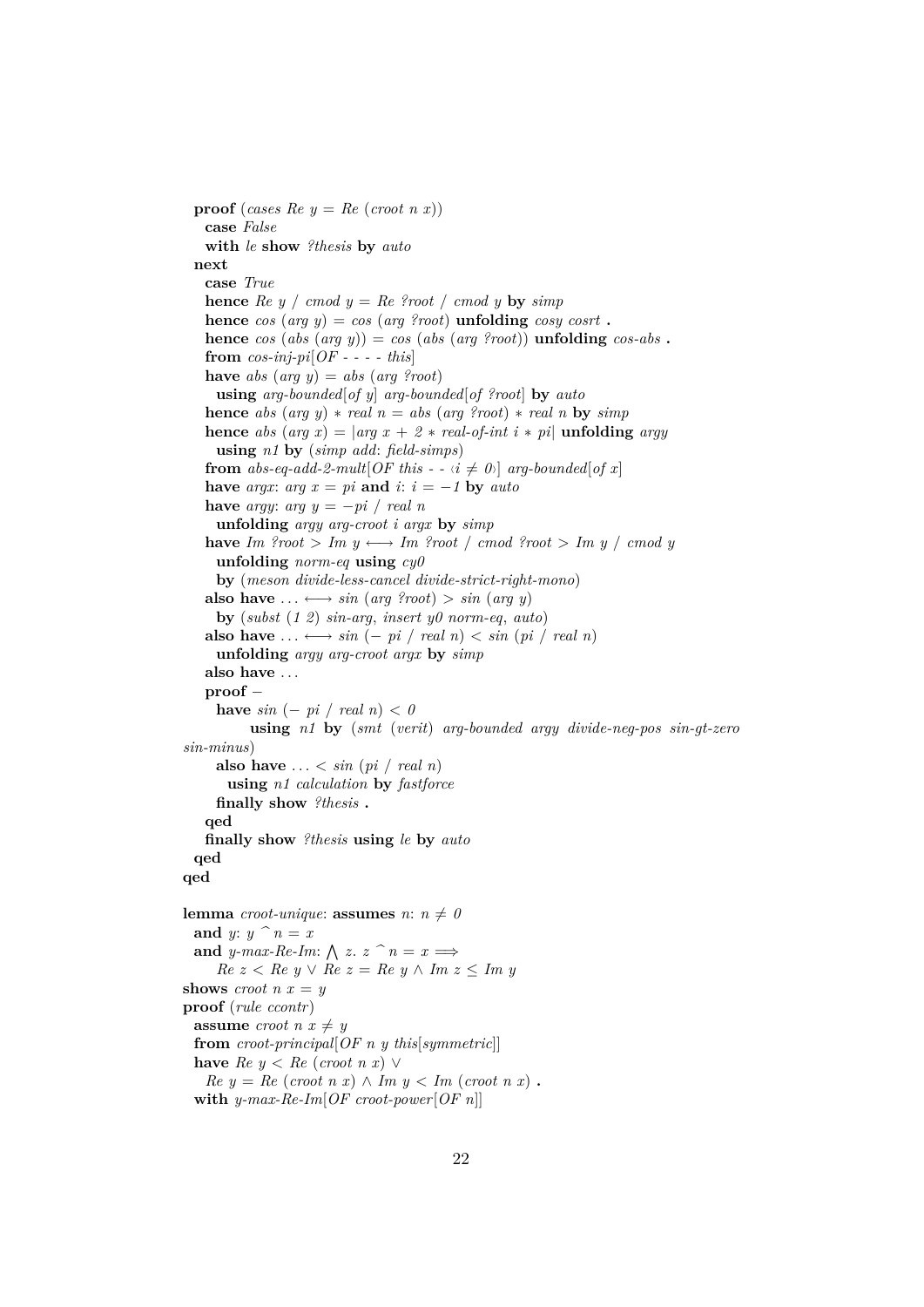```
  proof (cases Re y = Re (croot n x))
    case False
    with le show ?thesis by auto
  next
    case True
    hence Re y / cmod y = Re ?root / cmod y by simp
    hence cos (arg y) = cos (arg ?root) unfolding cosy cosrt .
    hence cos (abs (arg y)) = cos (abs (arg ?root)) unfolding cos-abs .
    from cos-inj-pi[OF - - - - this]
    have abs (arg y) = abs (arg ?root)
      using arg-bounded[of y] arg-bounded[of ?root] by auto
    hence abs (arg y) * real n = abs (arg ?root) * real n by simp
    hence abs (arg x) = |arg x + 2 * real-of-int i * pi| unfolding argy
      using n1 by (simp add: field-simps)
    from abs-eq-add-2-mult[OF this - - ‹i ≠ 0›] arg-bounded[of x]
    have argx: arg x = pi and i: i = −1 by auto
    have argy: arg y = −pi / real n
      unfolding argy arg-croot i argx by simp
    have Im ?root > Im y ⟷ Im ?root / cmod ?root > Im y / cmod y
      unfolding norm-eq using cy0
      by (meson divide-less-cancel divide-strict-right-mono)
    also have ... ⟷ sin (arg ?root) > sin (arg y)
      by (subst (1 2) sin-arg, insert y0 norm-eq, auto)
    also have ... ⟷ sin (− pi / real n) < sin (pi / real n)
      unfolding argy arg-croot argx by simp
    also have ...
    proof −
      have sin (− pi / real n) < 0
            using n1 by (smt (verit) arg-bounded argy divide-neg-pos sin-gt-zero
sin-minus)
      also have ... < sin (pi / real n)
        using n1 calculation by fastforce
      finally show ?thesis .
    qed
    finally show ?thesis using le by auto
  qed
qed

lemma croot-unique: assumes n: n ≠ 0
  and y: y ^ n = x
  and y-max-Re-Im: ⋀ z. z ^ n = x ⟹
      Re z < Re y ∨ Re z = Re y ∧ Im z ≤ Im y
shows croot n x = y
proof (rule ccontr)
  assume croot n x ≠ y
  from croot-principal[OF n y this[symmetric]]
  have Re y < Re (croot n x) ∨
    Re y = Re (croot n x) ∧ Im y < Im (croot n x) .
  with y-max-Re-Im[OF croot-power[OF n]]
```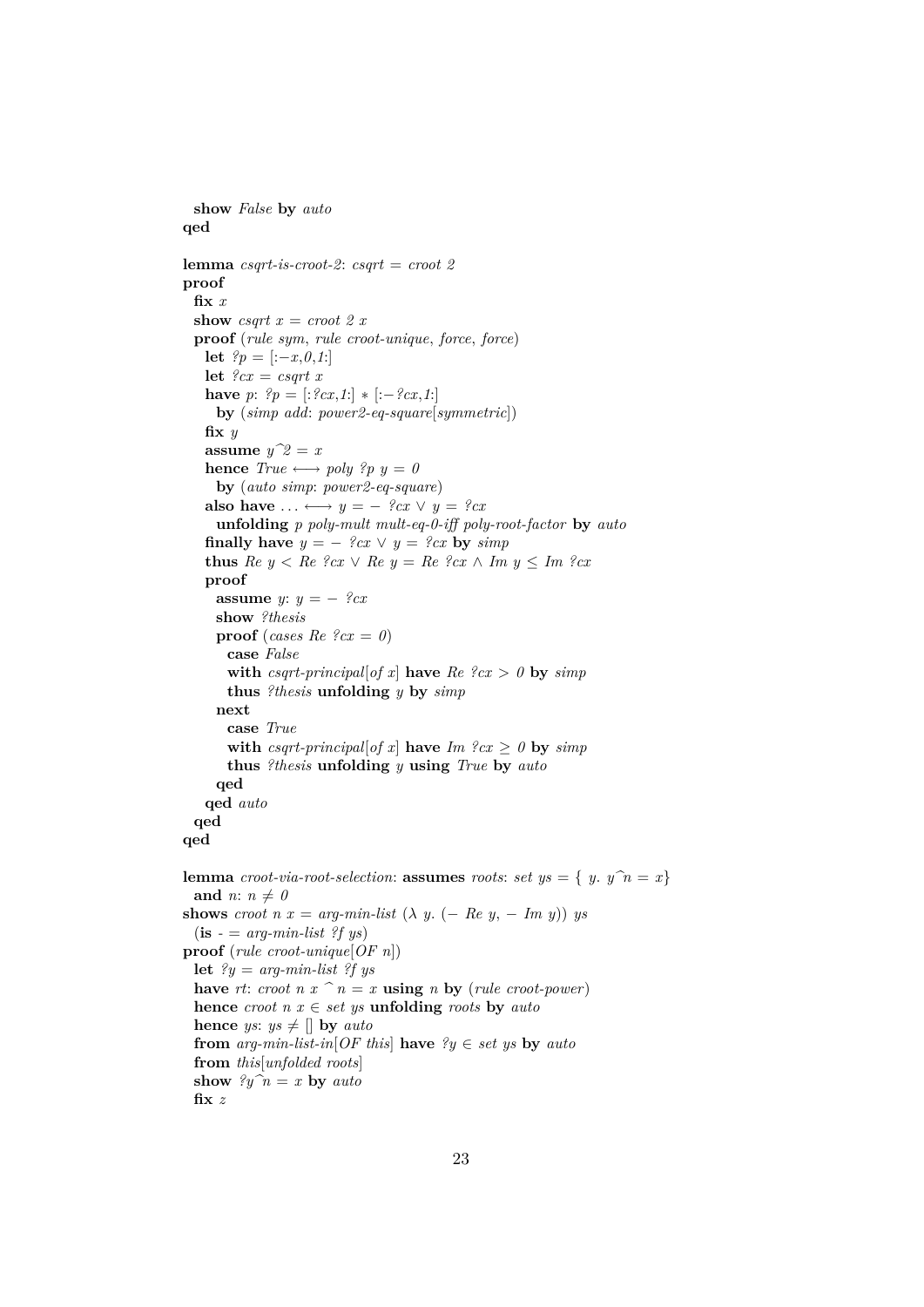```
  show False by auto
qed

lemma csqrt-is-croot-2: csqrt = croot 2
proof
  fix x
  show csqrt x = croot 2 x
  proof (rule sym, rule croot-unique, force, force)
    let ?p = [:−x,0,1:]
    let ?cx = csqrt x
    have p: ?p = [:?cx,1:] ∗ [:−?cx,1:]
      by (simp add: power2-eq-square[symmetric])
    fix y
    assume y^2 = x
    hence True ⟷ poly ?p y = 0
      by (auto simp: power2-eq-square)
    also have ... ⟷ y = − ?cx ∨ y = ?cx
      unfolding p poly-mult mult-eq-0-iff poly-root-factor by auto
    finally have y = − ?cx ∨ y = ?cx by simp
    thus Re y < Re ?cx ∨ Re y = Re ?cx ∧ Im y ≤ Im ?cx
    proof
      assume y: y = − ?cx
      show ?thesis
      proof (cases Re ?cx = 0)
        case False
        with csqrt-principal[of x] have Re ?cx > 0 by simp
        thus ?thesis unfolding y by simp
      next
        case True
        with csqrt-principal[of x] have Im ?cx ≥ 0 by simp
        thus ?thesis unfolding y using True by auto
      qed
    qed auto
  qed
qed

lemma croot-via-root-selection: assumes roots: set ys = { y. y^n = x}
  and n: n ≠ 0
shows croot n x = arg-min-list (λ y. (− Re y, − Im y)) ys
  (is - = arg-min-list ?f ys)
proof (rule croot-unique[OF n])
  let ?y = arg-min-list ?f ys
  have rt: croot n x ^ n = x using n by (rule croot-power)
  hence croot n x ∈ set ys unfolding roots by auto
  hence ys: ys ≠ [] by auto
  from arg-min-list-in[OF this] have ?y ∈ set ys by auto
  from this[unfolded roots]
  show ?y^n = x by auto
  fix z
```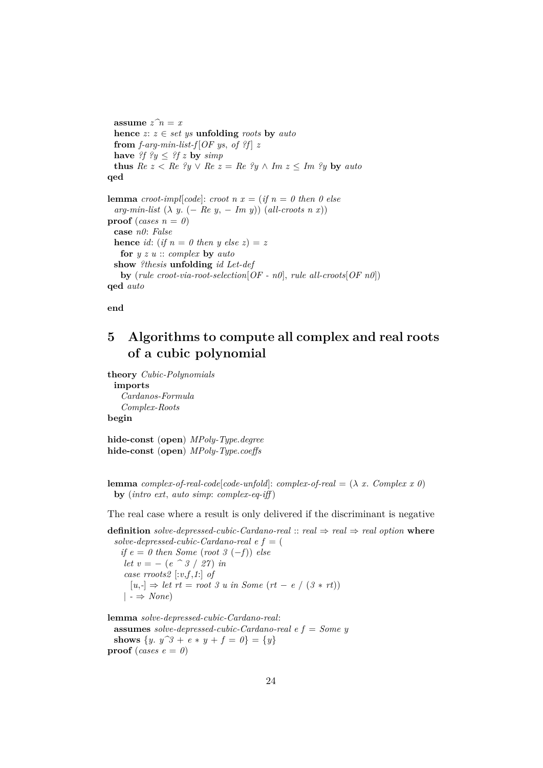```
  assume z^n = x
  hence z: z ∈ set ys unfolding roots by auto
  from f-arg-min-list-f[OF ys, of ?f] z
  have ?f ?y ≤ ?f z by simp
  thus Re z < Re ?y ∨ Re z = Re ?y ∧ Im z ≤ Im ?y by auto
qed

lemma croot-impl[code]: croot n x = (if n = 0 then 0 else
  arg-min-list (λ y. (− Re y, − Im y)) (all-croots n x))
proof (cases n = 0)
  case n0: False
  hence id: (if n = 0 then y else z) = z
    for y z u :: complex by auto
  show ?thesis unfolding id Let-def
    by (rule croot-via-root-selection[OF - n0], rule all-croots[OF n0])
qed auto

end
```

# 5 Algorithms to compute all complex and real roots of a cubic polynomial

```
theory Cubic-Polynomials
  imports
    Cardanos-Formula
    Complex-Roots
begin

hide-const (open) MPoly-Type.degree
hide-const (open) MPoly-Type.coeffs


lemma complex-of-real-code[code-unfold]: complex-of-real = (λ x. Complex x 0)
  by (intro ext, auto simp: complex-eq-iff)
```

The real case where a result is only delivered if the discriminant is negative

```
definition solve-depressed-cubic-Cardano-real :: real ⇒ real ⇒ real option where
  solve-depressed-cubic-Cardano-real e f = (
    if e = 0 then Some (root 3 (−f)) else
     let v = − (e ^ 3 / 27) in
     case rroots2 [:v,f,1:] of
       [u,-] ⇒ let rt = root 3 u in Some (rt − e / (3 ∗ rt))
     | - ⇒ None)

lemma solve-depressed-cubic-Cardano-real:
  assumes solve-depressed-cubic-Cardano-real e f = Some y
  shows {y. y^3 + e ∗ y + f = 0} = {y}
proof (cases e = 0)
```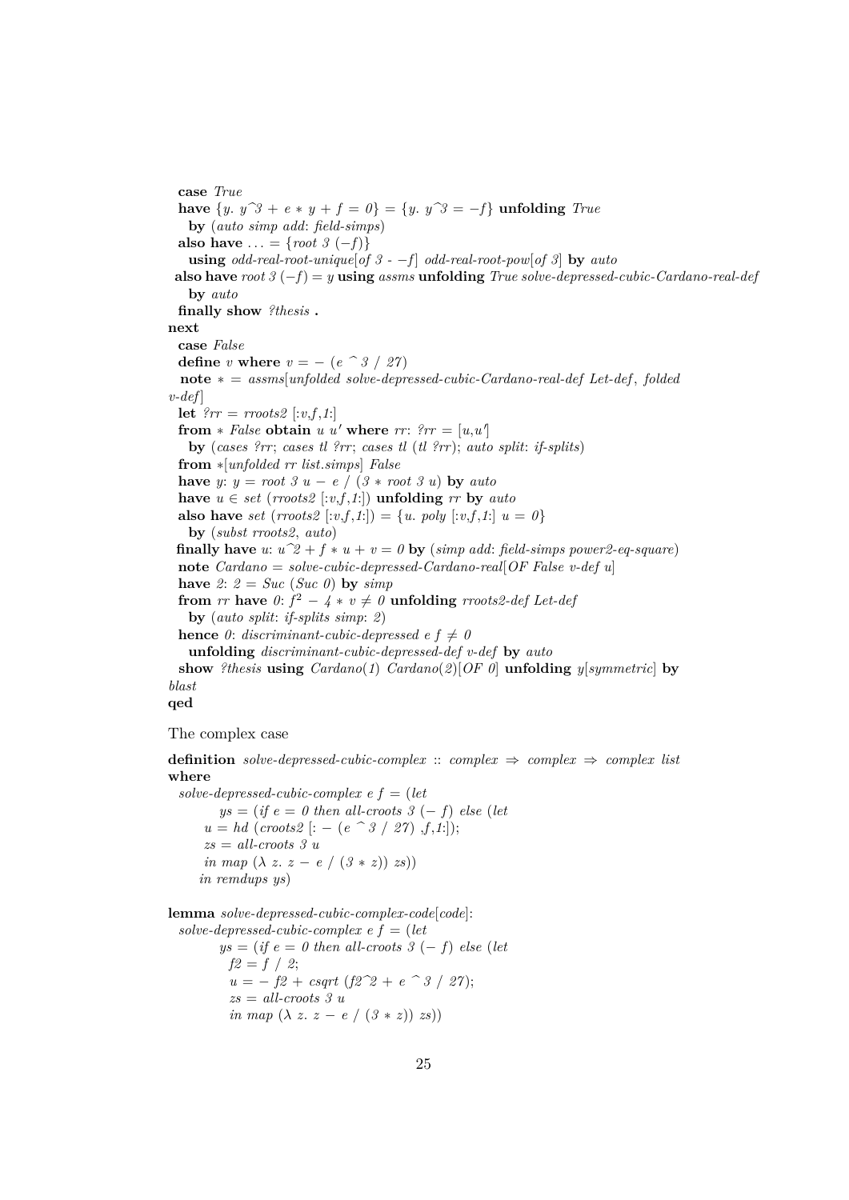```
  case True
  have {y. y^3 + e * y + f = 0} = {y. y^3 = −f} unfolding True
    by (auto simp add: field-simps)
  also have ... = {root 3 (−f)}
    using odd-real-root-unique[of 3 - −f] odd-real-root-pow[of 3] by auto
  also have root 3 (−f) = y using assms unfolding True solve-depressed-cubic-Cardano-real-def
    by auto
  finally show ?thesis .
next
  case False
  define v where v = − (e ^ 3 / 27)
  note * = assms[unfolded solve-depressed-cubic-Cardano-real-def Let-def, folded
v-def]
  let ?rr = rroots2 [:v,f,1:]
  from * False obtain u u' where rr: ?rr = [u,u']
    by (cases ?rr; cases tl ?rr; cases tl (tl ?rr); auto split: if-splits)
  from *[unfolded rr list.simps] False
  have y: y = root 3 u − e / (3 * root 3 u) by auto
  have u ∈ set (rroots2 [:v,f,1:]) unfolding rr by auto
  also have set (rroots2 [:v,f,1:]) = {u. poly [:v,f,1:] u = 0}
    by (subst rroots2, auto)
  finally have u: u^2 + f * u + v = 0 by (simp add: field-simps power2-eq-square)
  note Cardano = solve-cubic-depressed-Cardano-real[OF False v-def u]
  have 2: 2 = Suc (Suc 0) by simp
  from rr have 0: f² − 4 * v ≠ 0 unfolding rroots2-def Let-def
    by (auto split: if-splits simp: 2)
  hence 0: discriminant-cubic-depressed e f ≠ 0
    unfolding discriminant-cubic-depressed-def v-def by auto
  show ?thesis using Cardano(1) Cardano(2)[OF 0] unfolding y[symmetric] by
blast
qed
```

The complex case

```
definition solve-depressed-cubic-complex :: complex ⇒ complex ⇒ complex list
where
  solve-depressed-cubic-complex e f = (let
        ys = (if e = 0 then all-croots 3 (− f) else (let
      u = hd (croots2 [: − (e ^ 3 / 27) ,f,1:]);
      zs = all-croots 3 u
      in map (λ z. z − e / (3 * z)) zs))
    in remdups ys)

lemma solve-depressed-cubic-complex-code[code]:
  solve-depressed-cubic-complex e f = (let
        ys = (if e = 0 then all-croots 3 (− f) else (let
          f2 = f / 2;
          u = − f2 + csqrt (f2^2 + e ^ 3 / 27);
          zs = all-croots 3 u
          in map (λ z. z − e / (3 * z)) zs))
```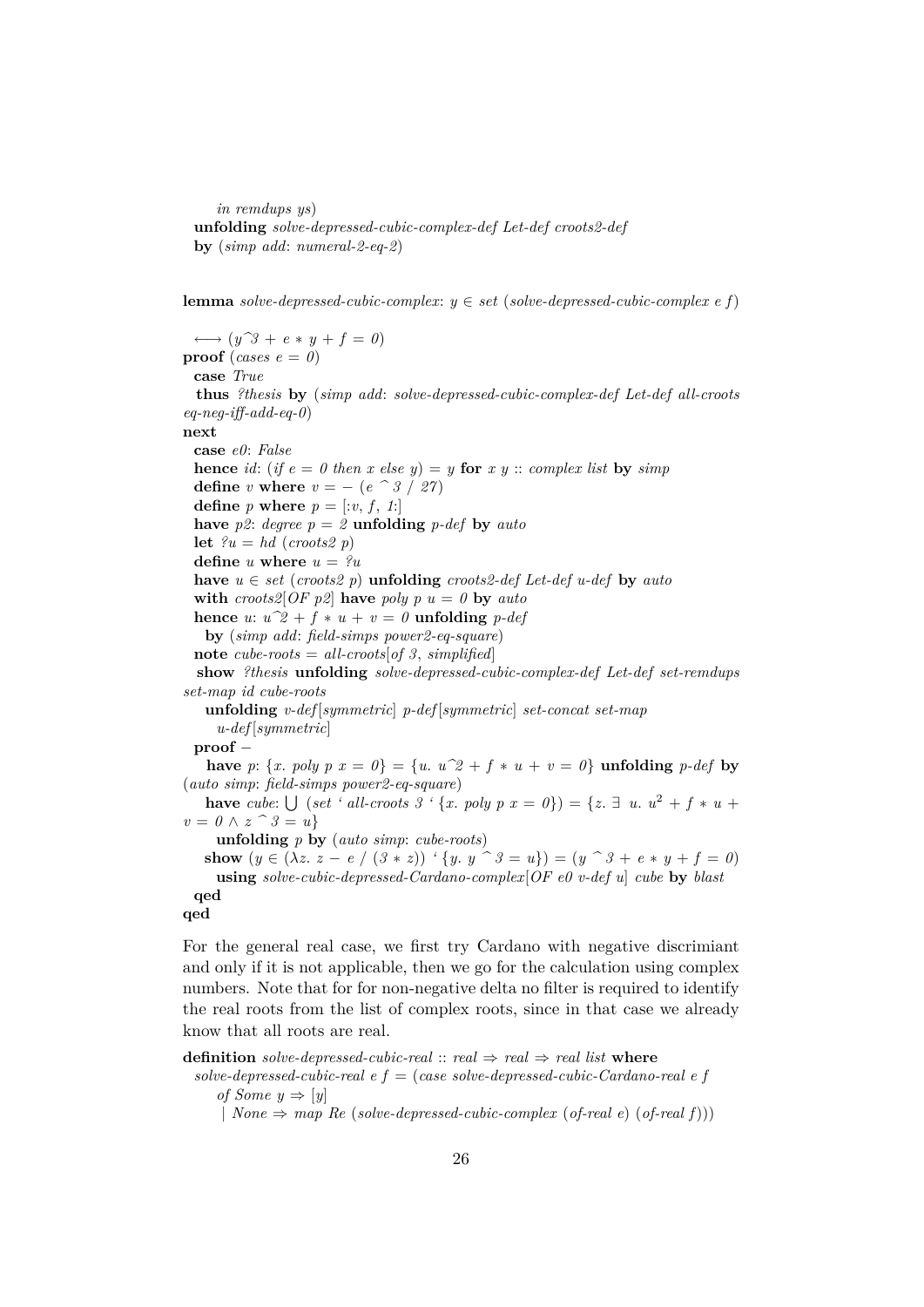```
    in remdups ys)
  unfolding solve-depressed-cubic-complex-def Let-def croots2-def
  by (simp add: numeral-2-eq-2)


lemma solve-depressed-cubic-complex: y ∈ set (solve-depressed-cubic-complex e f)
  ⟷ (y^3 + e * y + f = 0)
proof (cases e = 0)
  case True
  thus ?thesis by (simp add: solve-depressed-cubic-complex-def Let-def all-croots
eq-neg-iff-add-eq-0)
next
  case e0: False
  hence id: (if e = 0 then x else y) = y for x y :: complex list by simp
  define v where v = − (e ^ 3 / 27)
  define p where p = [:v, f, 1:]
  have p2: degree p = 2 unfolding p-def by auto
  let ?u = hd (croots2 p)
  define u where u = ?u
  have u ∈ set (croots2 p) unfolding croots2-def Let-def u-def by auto
  with croots2[OF p2] have poly p u = 0 by auto
  hence u: u^2 + f * u + v = 0 unfolding p-def
    by (simp add: field-simps power2-eq-square)
  note cube-roots = all-croots[of 3, simplified]
  show ?thesis unfolding solve-depressed-cubic-complex-def Let-def set-remdups
set-map id cube-roots
    unfolding v-def[symmetric] p-def[symmetric] set-concat set-map
      u-def[symmetric]
  proof −
    have p: {x. poly p x = 0} = {u. u^2 + f * u + v = 0} unfolding p-def by
(auto simp: field-simps power2-eq-square)
    have cube: ⋃ (set ‘ all-croots 3 ‘ {x. poly p x = 0}) = {z. ∃ u. u² + f * u +
v = 0 ∧ z ^ 3 = u}
      unfolding p by (auto simp: cube-roots)
    show (y ∈ (λz. z − e / (3 * z)) ‘ {y. y ^ 3 = u}) = (y ^ 3 + e * y + f = 0)
      using solve-cubic-depressed-Cardano-complex[OF e0 v-def u] cube by blast
  qed
qed
```

For the general real case, we first try Cardano with negative discrimiant and only if it is not applicable, then we go for the calculation using complex numbers. Note that for for non-negative delta no filter is required to identify the real roots from the list of complex roots, since in that case we already know that all roots are real.

```
definition solve-depressed-cubic-real :: real ⇒ real ⇒ real list where
  solve-depressed-cubic-real e f = (case solve-depressed-cubic-Cardano-real e f
    of Some y ⇒ [y]
    | None ⇒ map Re (solve-depressed-cubic-complex (of-real e) (of-real f)))
```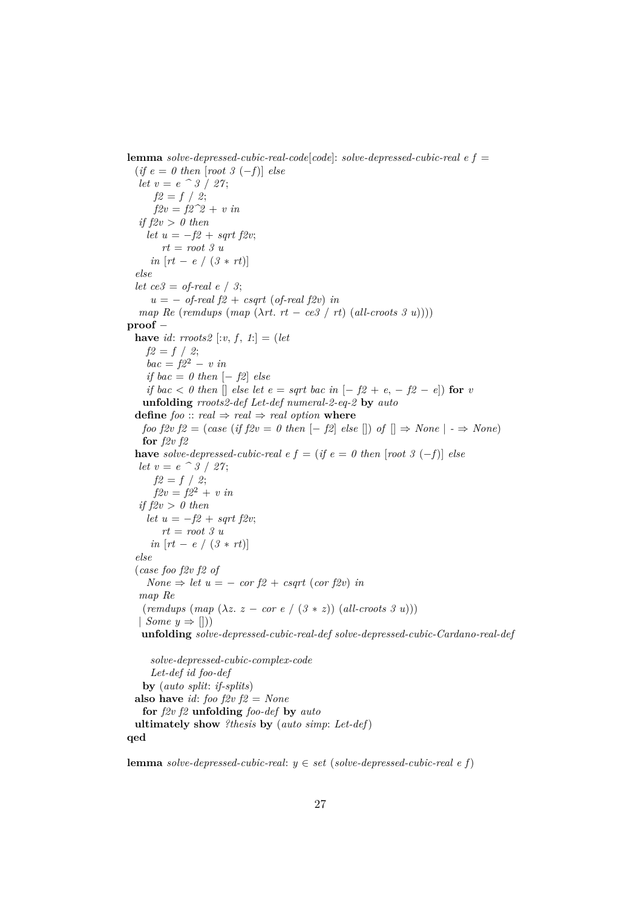```
lemma solve-depressed-cubic-real-code[code]: solve-depressed-cubic-real e f =
  (if e = 0 then [root 3 (−f)] else
   let v = e ^ 3 / 27;
       f2 = f / 2;
       f2v = f2^2 + v in
   if f2v > 0 then
     let u = −f2 + sqrt f2v;
         rt = root 3 u
     in [rt − e / (3 ∗ rt)]
   else
   let ce3 = of-real e / 3;
       u = − of-real f2 + csqrt (of-real f2v) in
   map Re (remdups (map (λrt. rt − ce3 / rt) (all-croots 3 u))))
proof −
  have id: rroots2 [:v, f, 1:] = (let
      f2 = f / 2;
      bac = f2^2 − v in
      if bac = 0 then [− f2] else
      if bac < 0 then [] else let e = sqrt bac in [− f2 + e, − f2 − e]) for v
    unfolding rroots2-def Let-def numeral-2-eq-2 by auto
  define foo :: real ⇒ real ⇒ real option where
    foo f2v f2 = (case (if f2v = 0 then [− f2] else []) of [] ⇒ None | - ⇒ None)
    for f2v f2
  have solve-depressed-cubic-real e f = (if e = 0 then [root 3 (−f)] else
   let v = e ^ 3 / 27;
       f2 = f / 2;
       f2v = f2^2 + v in
   if f2v > 0 then
     let u = −f2 + sqrt f2v;
         rt = root 3 u
     in [rt − e / (3 ∗ rt)]
   else
   (case foo f2v f2 of
      None ⇒ let u = − cor f2 + csqrt (cor f2v) in
    map Re
     (remdups (map (λz. z − cor e / (3 ∗ z)) (all-croots 3 u)))
    | Some y ⇒ []))
    unfolding solve-depressed-cubic-real-def solve-depressed-cubic-Cardano-real-def

      solve-depressed-cubic-complex-code
      Let-def id foo-def
    by (auto split: if-splits)
  also have id: foo f2v f2 = None
    for f2v f2 unfolding foo-def by auto
  ultimately show ?thesis by (auto simp: Let-def)
qed

lemma solve-depressed-cubic-real: y ∈ set (solve-depressed-cubic-real e f)
```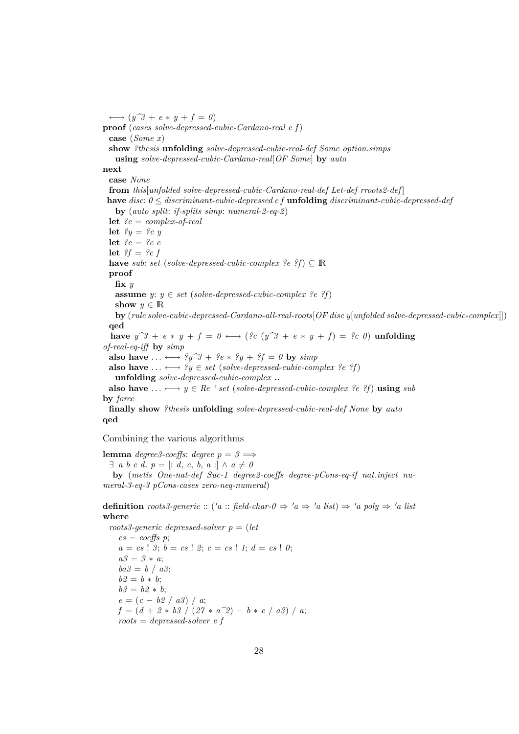```
  ⟷ (y^3 + e * y + f = 0)
proof (cases solve-depressed-cubic-Cardano-real e f)
  case (Some x)
  show ?thesis unfolding solve-depressed-cubic-real-def Some option.simps
    using solve-depressed-cubic-Cardano-real[OF Some] by auto
next
  case None
  from this[unfolded solve-depressed-cubic-Cardano-real-def Let-def rroots2-def]
  have disc: 0 ≤ discriminant-cubic-depressed e f unfolding discriminant-cubic-depressed-def
    by (auto split: if-splits simp: numeral-2-eq-2)
  let ?c = complex-of-real
  let ?y = ?c y
  let ?e = ?c e
  let ?f = ?c f
  have sub: set (solve-depressed-cubic-complex ?e ?f) ⊆ ℝ
  proof
    fix y
    assume y: y ∈ set (solve-depressed-cubic-complex ?e ?f)
    show y ∈ ℝ
    by (rule solve-cubic-depressed-Cardano-all-real-roots[OF disc y[unfolded solve-depressed-cubic-complex]])
  qed
  have y^3 + e * y + f = 0 ⟷ (?c (y^3 + e * y + f) = ?c 0) unfolding
of-real-eq-iff by simp
  also have ... ⟷ ?y^3 + ?e * ?y + ?f = 0 by simp
  also have ... ⟷ ?y ∈ set (solve-depressed-cubic-complex ?e ?f)
    unfolding solve-depressed-cubic-complex ..
  also have ... ⟷ y ∈ Re ` set (solve-depressed-cubic-complex ?e ?f) using sub
by force
  finally show ?thesis unfolding solve-depressed-cubic-real-def None by auto
qed
```

Combining the various algorithms

```
lemma degree3-coeffs: degree p = 3 ⟹
  ∃ a b c d. p = [: d, c, b, a :] ∧ a ≠ 0
  by (metis One-nat-def Suc-1 degree2-coeffs degree-pCons-eq-if nat.inject nu-
meral-3-eq-3 pCons-cases zero-neq-numeral)

definition roots3-generic :: ('a :: field-char-0 ⇒ 'a ⇒ 'a list) ⇒ 'a poly ⇒ 'a list
where
  roots3-generic depressed-solver p = (let
     cs = coeffs p;
     a = cs ! 3; b = cs ! 2; c = cs ! 1; d = cs ! 0;
     a3 = 3 * a;
     ba3 = b / a3;
     b2 = b * b;
     b3 = b2 * b;
     e = (c − b2 / a3) / a;
     f = (d + 2 * b3 / (27 * a^2) − b * c / a3) / a;
     roots = depressed-solver e f
```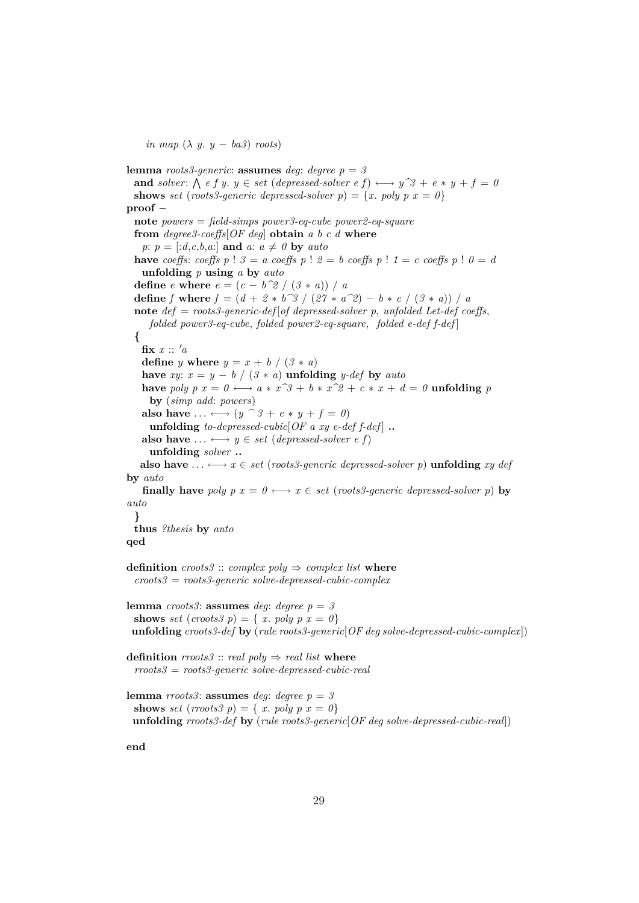```
    in map (λ y. y − ba3) roots)

lemma roots3-generic: assumes deg: degree p = 3
  and solver: ⋀ e f y. y ∈ set (depressed-solver e f) ⟷ y^3 + e * y + f = 0
  shows set (roots3-generic depressed-solver p) = {x. poly p x = 0}
proof −
  note powers = field-simps power3-eq-cube power2-eq-square
  from degree3-coeffs[OF deg] obtain a b c d where
    p: p = [:d,c,b,a:] and a: a ≠ 0 by auto
  have coeffs: coeffs p ! 3 = a coeffs p ! 2 = b coeffs p ! 1 = c coeffs p ! 0 = d
    unfolding p using a by auto
  define e where e = (c − b^2 / (3 * a)) / a
  define f where f = (d + 2 * b^3 / (27 * a^2) − b * c / (3 * a)) / a
  note def = roots3-generic-def[of depressed-solver p, unfolded Let-def coeffs,
      folded power3-eq-cube, folded power2-eq-square, folded e-def f-def]
  {
    fix x :: 'a
    define y where y = x + b / (3 * a)
    have xy: x = y − b / (3 * a) unfolding y-def by auto
    have poly p x = 0 ⟷ a * x^3 + b * x^2 + c * x + d = 0 unfolding p
      by (simp add: powers)
    also have ... ⟷ (y ^ 3 + e * y + f = 0)
      unfolding to-depressed-cubic[OF a xy e-def f-def] ..
    also have ... ⟷ y ∈ set (depressed-solver e f)
      unfolding solver ..
   also have ... ⟷ x ∈ set (roots3-generic depressed-solver p) unfolding xy def
by auto
    finally have poly p x = 0 ⟷ x ∈ set (roots3-generic depressed-solver p) by
auto
  }
  thus ?thesis by auto
qed

definition croots3 :: complex poly ⇒ complex list where
  croots3 = roots3-generic solve-depressed-cubic-complex

lemma croots3: assumes deg: degree p = 3
  shows set (croots3 p) = { x. poly p x = 0}
 unfolding croots3-def by (rule roots3-generic[OF deg solve-depressed-cubic-complex])

definition rroots3 :: real poly ⇒ real list where
  rroots3 = roots3-generic solve-depressed-cubic-real

lemma rroots3: assumes deg: degree p = 3
  shows set (rroots3 p) = { x. poly p x = 0}
 unfolding rroots3-def by (rule roots3-generic[OF deg solve-depressed-cubic-real])

end
```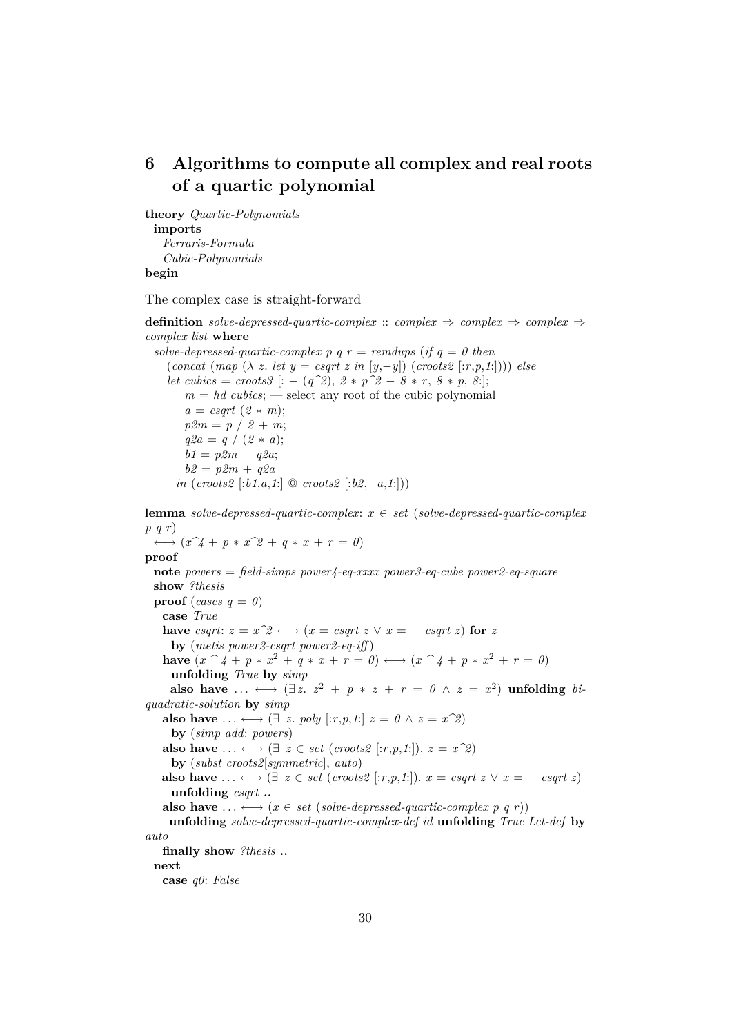# 6 Algorithms to compute all complex and real roots of a quartic polynomial

```
theory Quartic-Polynomials
  imports
    Ferraris-Formula
    Cubic-Polynomials
begin
```

The complex case is straight-forward

```
definition solve-depressed-quartic-complex :: complex ⇒ complex ⇒ complex ⇒
complex list where
  solve-depressed-quartic-complex p q r = remdups (if q = 0 then
    (concat (map (λ z. let y = csqrt z in [y,−y]) (croots2 [:r,p,1:]))) else
    let cubics = croots3 [: − (q^2), 2 ∗ p^2 − 8 ∗ r, 8 ∗ p, 8:];
        m = hd cubics; — select any root of the cubic polynomial
        a = csqrt (2 ∗ m);
        p2m = p / 2 + m;
        q2a = q / (2 ∗ a);
        b1 = p2m − q2a;
        b2 = p2m + q2a
      in (croots2 [:b1,a,1:] @ croots2 [:b2,−a,1:]))

lemma solve-depressed-quartic-complex: x ∈ set (solve-depressed-quartic-complex
p q r)
  ⟷ (x^4 + p ∗ x^2 + q ∗ x + r = 0)
proof −
  note powers = field-simps power4-eq-xxxx power3-eq-cube power2-eq-square
  show ?thesis
  proof (cases q = 0)
    case True
    have csqrt: z = x^2 ⟷ (x = csqrt z ∨ x = − csqrt z) for z
      by (metis power2-csqrt power2-eq-iff)
    have (x ^ 4 + p ∗ x² + q ∗ x + r = 0) ⟷ (x ^ 4 + p ∗ x² + r = 0)
      unfolding True by simp
    also have ... ⟷ (∃z. z² + p ∗ z + r = 0 ∧ z = x²) unfolding bi-
quadratic-solution by simp
    also have ... ⟷ (∃ z. poly [:r,p,1:] z = 0 ∧ z = x^2)
      by (simp add: powers)
    also have ... ⟷ (∃ z ∈ set (croots2 [:r,p,1:]). z = x^2)
      by (subst croots2[symmetric], auto)
    also have ... ⟷ (∃ z ∈ set (croots2 [:r,p,1:]). x = csqrt z ∨ x = − csqrt z)
      unfolding csqrt ..
    also have ... ⟷ (x ∈ set (solve-depressed-quartic-complex p q r))
      unfolding solve-depressed-quartic-complex-def id unfolding True Let-def by
auto
    finally show ?thesis ..
  next
    case q0: False
```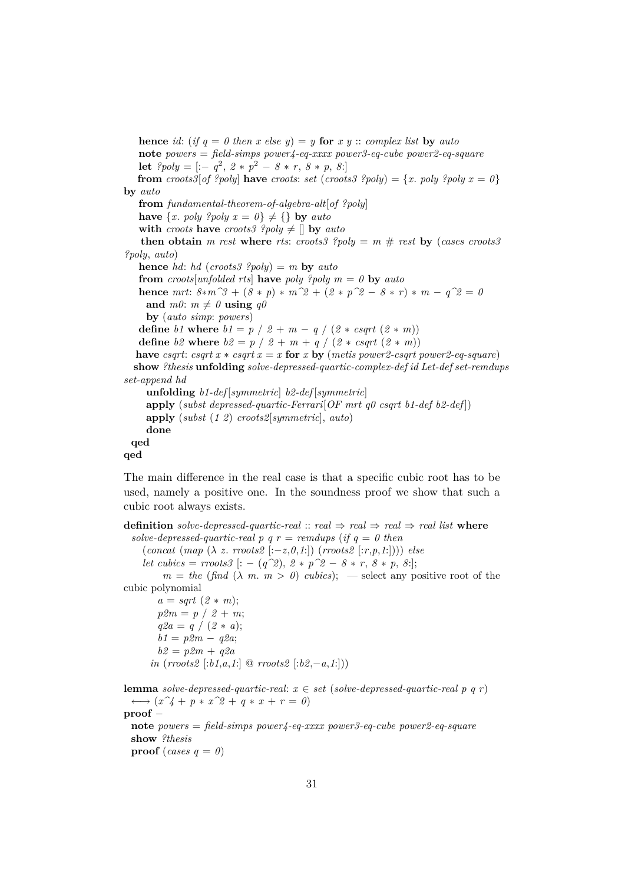```
    hence id: (if q = 0 then x else y) = y for x y :: complex list by auto
    note powers = field-simps power4-eq-xxxx power3-eq-cube power2-eq-square
    let ?poly = [:− q², 2 ∗ p² − 8 ∗ r, 8 ∗ p, 8:]
    from croots3[of ?poly] have croots: set (croots3 ?poly) = {x. poly ?poly x = 0}
by auto
    from fundamental-theorem-of-algebra-alt[of ?poly]
    have {x. poly ?poly x = 0} ≠ {} by auto
    with croots have croots3 ?poly ≠ [] by auto
    then obtain m rest where rts: croots3 ?poly = m # rest by (cases croots3
?poly, auto)
    hence hd: hd (croots3 ?poly) = m by auto
    from croots[unfolded rts] have poly ?poly m = 0 by auto
    hence mrt: 8∗m^3 + (8 ∗ p) ∗ m^2 + (2 ∗ p^2 − 8 ∗ r) ∗ m − q^2 = 0
      and m0: m ≠ 0 using q0
      by (auto simp: powers)
    define b1 where b1 = p / 2 + m − q / (2 ∗ csqrt (2 ∗ m))
    define b2 where b2 = p / 2 + m + q / (2 ∗ csqrt (2 ∗ m))
    have csqrt: csqrt x ∗ csqrt x = x for x by (metis power2-csqrt power2-eq-square)
    show ?thesis unfolding solve-depressed-quartic-complex-def id Let-def set-remdups
set-append hd
      unfolding b1-def[symmetric] b2-def[symmetric]
      apply (subst depressed-quartic-Ferrari[OF mrt q0 csqrt b1-def b2-def])
      apply (subst (1 2) croots2[symmetric], auto)
      done
  qed
qed
```

The main difference in the real case is that a specific cubic root has to be used, namely a positive one. In the soundness proof we show that such a cubic root always exists.

```
definition solve-depressed-quartic-real :: real ⇒ real ⇒ real ⇒ real list where
  solve-depressed-quartic-real p q r = remdups (if q = 0 then
     (concat (map (λ z. rroots2 [:−z,0,1:]) (rroots2 [:r,p,1:]))) else
     let cubics = rroots3 [: − (q^2), 2 ∗ p^2 − 8 ∗ r, 8 ∗ p, 8:];
         m = the (find (λ m. m > 0) cubics); — select any positive root of the
cubic polynomial
         a = sqrt (2 ∗ m);
         p2m = p / 2 + m;
         q2a = q / (2 ∗ a);
         b1 = p2m − q2a;
         b2 = p2m + q2a
       in (rroots2 [:b1,a,1:] @ rroots2 [:b2,−a,1:]))

lemma solve-depressed-quartic-real: x ∈ set (solve-depressed-quartic-real p q r)
  ⟷ (x^4 + p ∗ x^2 + q ∗ x + r = 0)
proof −
  note powers = field-simps power4-eq-xxxx power3-eq-cube power2-eq-square
  show ?thesis
  proof (cases q = 0)
```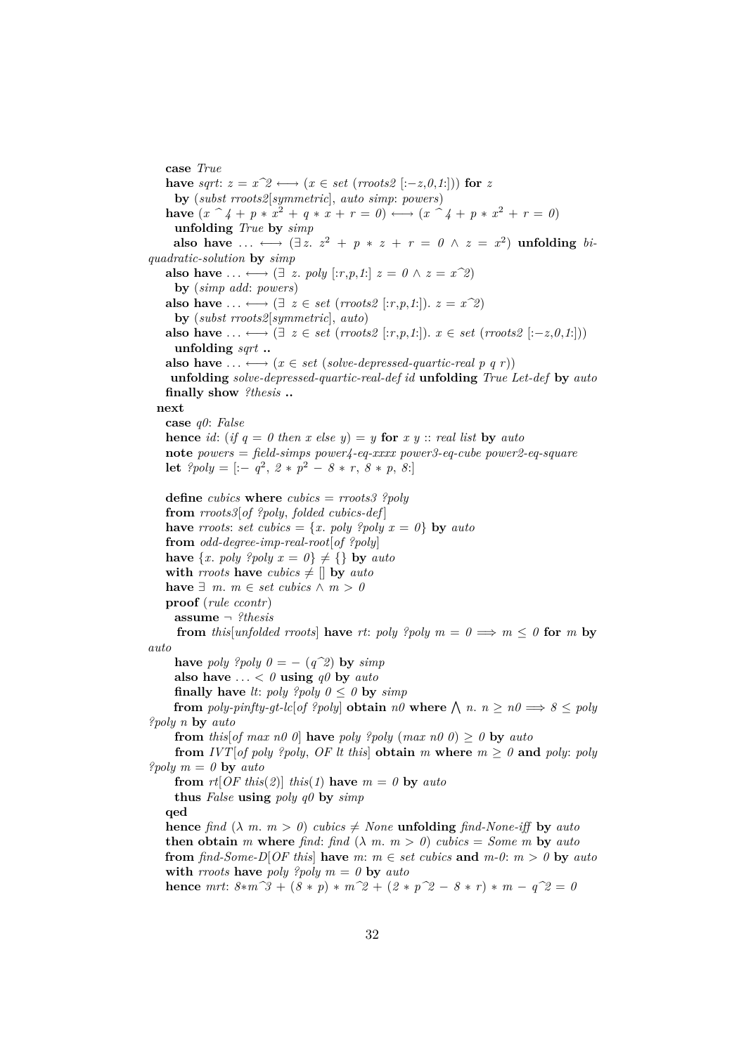```
    case True
    have sqrt: z = x^2 ⟷ (x ∈ set (rroots2 [:−z,0,1:])) for z
      by (subst rroots2[symmetric], auto simp: powers)
    have (x ^ 4 + p * x² + q * x + r = 0) ⟷ (x ^ 4 + p * x² + r = 0)
      unfolding True by simp
      also have ... ⟷ (∃z. z² + p * z + r = 0 ∧ z = x²) unfolding bi-
quadratic-solution by simp
    also have ... ⟷ (∃ z. poly [:r,p,1:] z = 0 ∧ z = x^2)
      by (simp add: powers)
    also have ... ⟷ (∃ z ∈ set (rroots2 [:r,p,1:]). z = x^2)
      by (subst rroots2[symmetric], auto)
    also have ... ⟷ (∃ z ∈ set (rroots2 [:r,p,1:]). x ∈ set (rroots2 [:−z,0,1:]))
      unfolding sqrt ..
    also have ... ⟷ (x ∈ set (solve-depressed-quartic-real p q r))
     unfolding solve-depressed-quartic-real-def id unfolding True Let-def by auto
    finally show ?thesis ..
  next
    case q0: False
    hence id: (if q = 0 then x else y) = y for x y :: real list by auto
    note powers = field-simps power4-eq-xxxx power3-eq-cube power2-eq-square
    let ?poly = [:− q², 2 * p² − 8 * r, 8 * p, 8:]

    define cubics where cubics = rroots3 ?poly
    from rroots3[of ?poly, folded cubics-def]
    have rroots: set cubics = {x. poly ?poly x = 0} by auto
    from odd-degree-imp-real-root[of ?poly]
    have {x. poly ?poly x = 0} ≠ {} by auto
    with rroots have cubics ≠ [] by auto
    have ∃ m. m ∈ set cubics ∧ m > 0
    proof (rule ccontr)
      assume ¬ ?thesis
      from this[unfolded rroots] have rt: poly ?poly m = 0 ⟹ m ≤ 0 for m by
auto
      have poly ?poly 0 = − (q^2) by simp
      also have ... < 0 using q0 by auto
      finally have lt: poly ?poly 0 ≤ 0 by simp
      from poly-pinfty-gt-lc[of ?poly] obtain n0 where ⋀ n. n ≥ n0 ⟹ 8 ≤ poly
?poly n by auto
      from this[of max n0 0] have poly ?poly (max n0 0) ≥ 0 by auto
      from IVT[of poly ?poly, OF lt this] obtain m where m ≥ 0 and poly: poly
?poly m = 0 by auto
      from rt[OF this(2)] this(1) have m = 0 by auto
      thus False using poly q0 by simp
    qed
    hence find (λ m. m > 0) cubics ≠ None unfolding find-None-iff by auto
    then obtain m where find: find (λ m. m > 0) cubics = Some m by auto
    from find-Some-D[OF this] have m: m ∈ set cubics and m-0: m > 0 by auto
    with rroots have poly ?poly m = 0 by auto
    hence mrt: 8*m^3 + (8 * p) * m^2 + (2 * p^2 − 8 * r) * m − q^2 = 0
```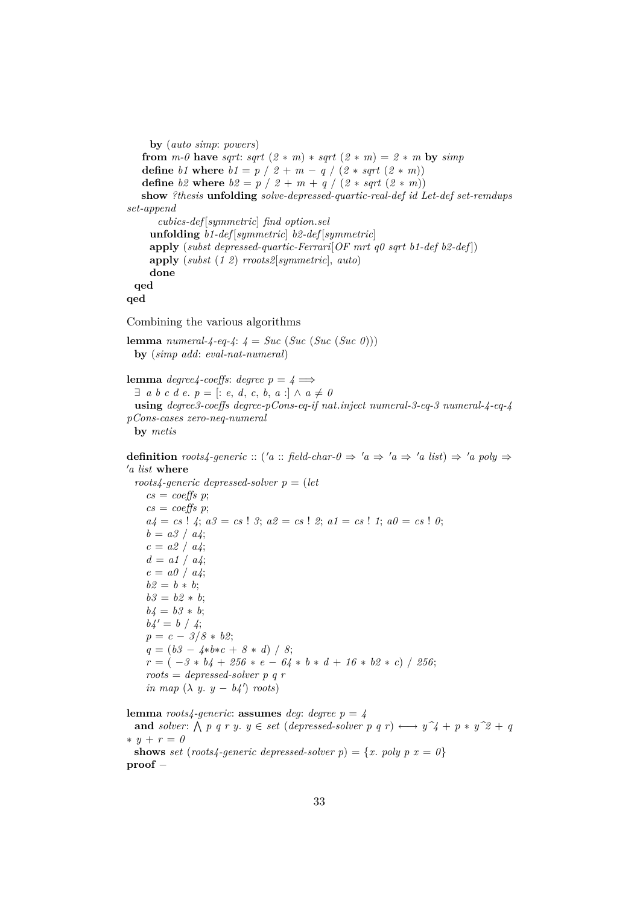```
      by (auto simp: powers)
    from m-0 have sqrt: sqrt (2 * m) * sqrt (2 * m) = 2 * m by simp
    define b1 where b1 = p / 2 + m − q / (2 * sqrt (2 * m))
    define b2 where b2 = p / 2 + m + q / (2 * sqrt (2 * m))
    show ?thesis unfolding solve-depressed-quartic-real-def id Let-def set-remdups
set-append
        cubics-def[symmetric] find option.sel
      unfolding b1-def[symmetric] b2-def[symmetric]
      apply (subst depressed-quartic-Ferrari[OF mrt q0 sqrt b1-def b2-def])
      apply (subst (1 2) rroots2[symmetric], auto)
      done
  qed
qed
```

Combining the various algorithms

```
lemma numeral-4-eq-4: 4 = Suc (Suc (Suc (Suc 0)))
  by (simp add: eval-nat-numeral)

lemma degree4-coeffs: degree p = 4 ⟹
  ∃ a b c d e. p = [: e, d, c, b, a :] ∧ a ≠ 0
  using degree3-coeffs degree-pCons-eq-if nat.inject numeral-3-eq-3 numeral-4-eq-4
pCons-cases zero-neq-numeral
  by metis

definition roots4-generic :: ('a :: field-char-0 ⇒ 'a ⇒ 'a ⇒ 'a list) ⇒ 'a poly ⇒
'a list where
  roots4-generic depressed-solver p = (let
     cs = coeffs p;
     cs = coeffs p;
     a4 = cs ! 4; a3 = cs ! 3; a2 = cs ! 2; a1 = cs ! 1; a0 = cs ! 0;
     b = a3 / a4;
     c = a2 / a4;
     d = a1 / a4;
     e = a0 / a4;
     b2 = b * b;
     b3 = b2 * b;
     b4 = b3 * b;
     b4' = b / 4;
     p = c − 3/8 * b2;
     q = (b3 − 4*b*c + 8 * d) / 8;
     r = ( −3 * b4 + 256 * e − 64 * b * d + 16 * b2 * c) / 256;
     roots = depressed-solver p q r
     in map (λ y. y − b4') roots)

lemma roots4-generic: assumes deg: degree p = 4
  and solver: ⋀ p q r y. y ∈ set (depressed-solver p q r) ⟷ y^4 + p * y^2 + q
* y + r = 0
  shows set (roots4-generic depressed-solver p) = {x. poly p x = 0}
proof −
```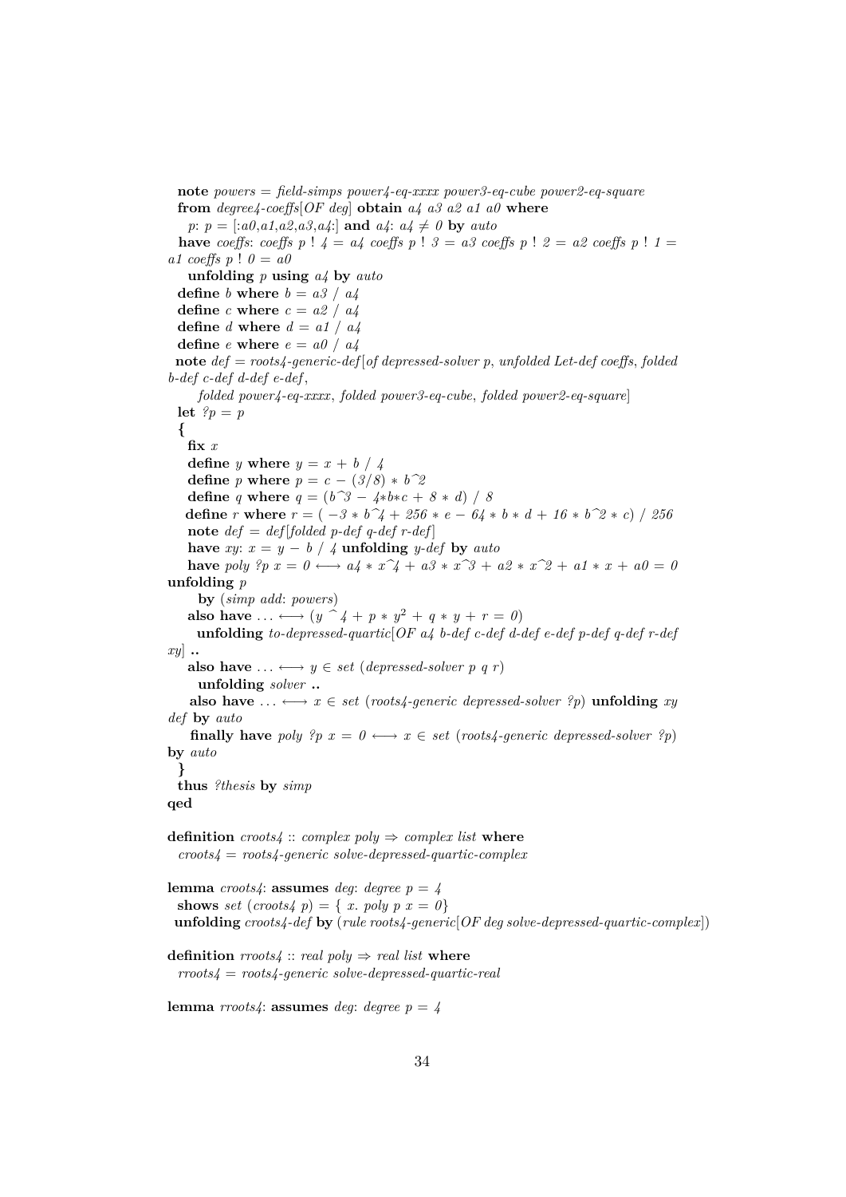```
  note powers = field-simps power4-eq-xxxx power3-eq-cube power2-eq-square
  from degree4-coeffs[OF deg] obtain a4 a3 a2 a1 a0 where
    p: p = [:a0,a1,a2,a3,a4:] and a4: a4 ≠ 0 by auto
  have coeffs: coeffs p ! 4 = a4 coeffs p ! 3 = a3 coeffs p ! 2 = a2 coeffs p ! 1 =
a1 coeffs p ! 0 = a0
    unfolding p using a4 by auto
  define b where b = a3 / a4
  define c where c = a2 / a4
  define d where d = a1 / a4
  define e where e = a0 / a4
  note def = roots4-generic-def[of depressed-solver p, unfolded Let-def coeffs, folded
b-def c-def d-def e-def,
      folded power4-eq-xxxx, folded power3-eq-cube, folded power2-eq-square]
  let ?p = p
  {
    fix x
    define y where y = x + b / 4
    define p where p = c − (3/8) * b^2
    define q where q = (b^3 − 4*b*c + 8 * d) / 8
    define r where r = ( −3 * b^4 + 256 * e − 64 * b * d + 16 * b^2 * c) / 256
    note def = def[folded p-def q-def r-def]
    have xy: x = y − b / 4 unfolding y-def by auto
    have poly ?p x = 0 ⟷ a4 * x^4 + a3 * x^3 + a2 * x^2 + a1 * x + a0 = 0
unfolding p
      by (simp add: powers)
    also have ... ⟷ (y ^ 4 + p * y² + q * y + r = 0)
      unfolding to-depressed-quartic[OF a4 b-def c-def d-def e-def p-def q-def r-def
xy] ..
    also have ... ⟷ y ∈ set (depressed-solver p q r)
      unfolding solver ..
    also have ... ⟷ x ∈ set (roots4-generic depressed-solver ?p) unfolding xy
def by auto
    finally have poly ?p x = 0 ⟷ x ∈ set (roots4-generic depressed-solver ?p)
by auto
  }
  thus ?thesis by simp
qed

definition croots4 :: complex poly ⇒ complex list where
  croots4 = roots4-generic solve-depressed-quartic-complex

lemma croots4: assumes deg: degree p = 4
  shows set (croots4 p) = { x. poly p x = 0}
  unfolding croots4-def by (rule roots4-generic[OF deg solve-depressed-quartic-complex])

definition rroots4 :: real poly ⇒ real list where
  rroots4 = roots4-generic solve-depressed-quartic-real

lemma rroots4: assumes deg: degree p = 4
```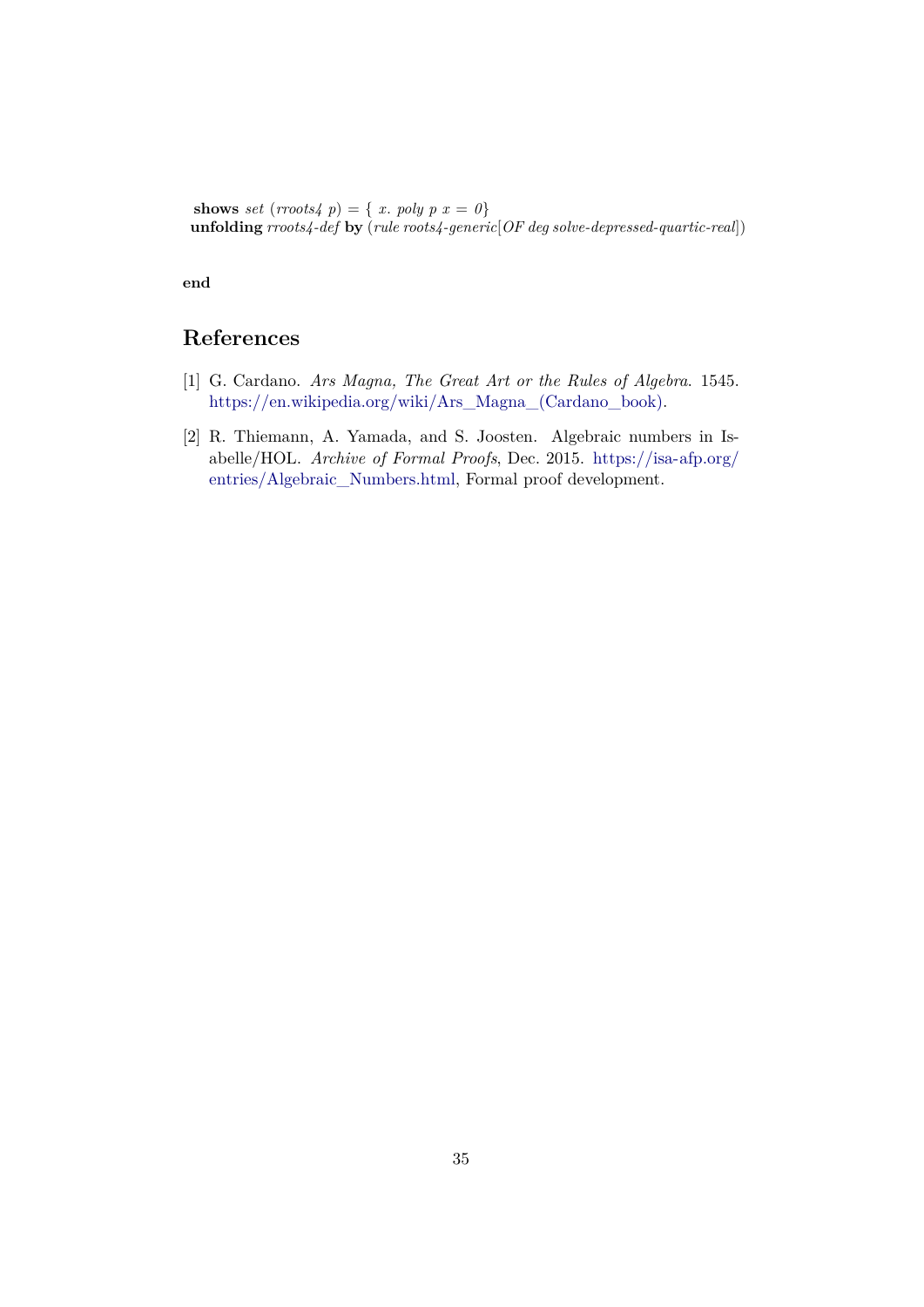```
  shows set (rroots4 p) = { x. poly p x = 0}
 unfolding rroots4-def by (rule roots4-generic[OF deg solve-depressed-quartic-real])

end
```

## References

[1] G. Cardano. *Ars Magna, The Great Art or the Rules of Algebra*. 1545. https://en.wikipedia.org/wiki/Ars_Magna_(Cardano_book).

[2] R. Thiemann, A. Yamada, and S. Joosten. Algebraic numbers in Isabelle/HOL. *Archive of Formal Proofs*, Dec. 2015. https://isa-afp.org/entries/Algebraic_Numbers.html, Formal proof development.